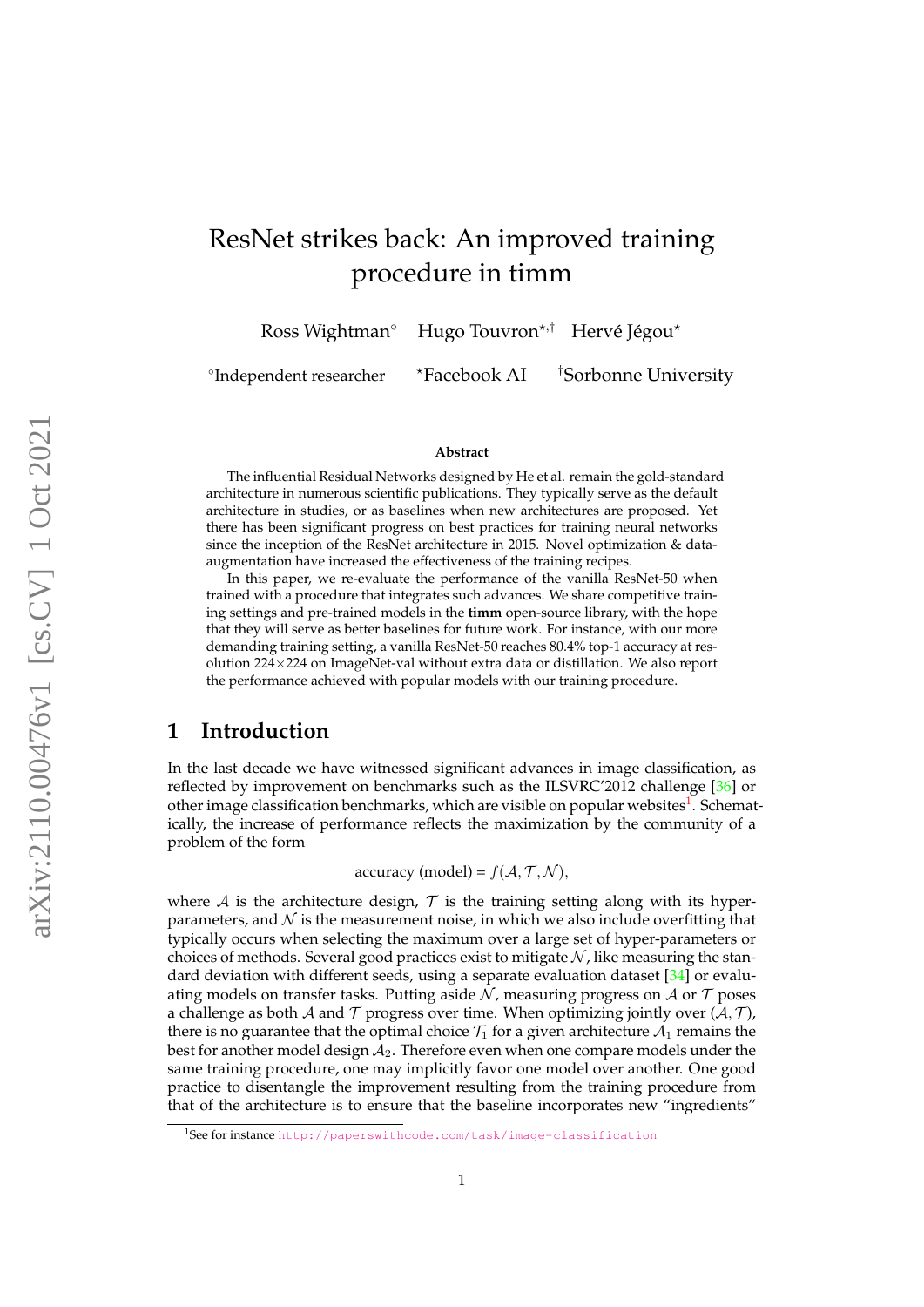# ResNet strikes back: An improved training procedure in timm

Ross Wightman[◦] Hugo Touvron[⋆,†] Hervé Jégou[⋆]

[◦]Independent researcher [⋆]Facebook AI [†]Sorbonne University

**Abstract**

The influential Residual Networks designed by He et al. remain the gold-standard architecture in numerous scientific publications. They typically serve as the default architecture in studies, or as baselines when new architectures are proposed. Yet there has been significant progress on best practices for training neural networks since the inception of the ResNet architecture in 2015. Novel optimization & data-augmentation have increased the effectiveness of the training recipes.

In this paper, we re-evaluate the performance of the vanilla ResNet-50 when trained with a procedure that integrates such advances. We share competitive training settings and pre-trained models in the **timm** open-source library, with the hope that they will serve as better baselines for future work. For instance, with our more demanding training setting, a vanilla ResNet-50 reaches 80.4% top-1 accuracy at resolution 224×224 on ImageNet-val without extra data or distillation. We also report the performance achieved with popular models with our training procedure.

## 1 Introduction

In the last decade we have witnessed significant advances in image classification, as reflected by improvement on benchmarks such as the ILSVRC'2012 challenge [36] or other image classification benchmarks, which are visible on popular websites[1]. Schematically, the increase of performance reflects the maximization by the community of a problem of the form

$$\text{accuracy (model)} = f(\mathcal{A}, \mathcal{T}, \mathcal{N}),$$

where $\mathcal{A}$ is the architecture design, $\mathcal{T}$ is the training setting along with its hyper-parameters, and $\mathcal{N}$ is the measurement noise, in which we also include overfitting that typically occurs when selecting the maximum over a large set of hyper-parameters or choices of methods. Several good practices exist to mitigate $\mathcal{N}$, like measuring the standard deviation with different seeds, using a separate evaluation dataset [34] or evaluating models on transfer tasks. Putting aside $\mathcal{N}$, measuring progress on $\mathcal{A}$ or $\mathcal{T}$ poses a challenge as both $\mathcal{A}$ and $\mathcal{T}$ progress over time. When optimizing jointly over $(\mathcal{A}, \mathcal{T})$, there is no guarantee that the optimal choice $\mathcal{T}_1$ for a given architecture $\mathcal{A}_1$ remains the best for another model design $\mathcal{A}_2$. Therefore even when one compare models under the same training procedure, one may implicitly favor one model over another. One good practice to disentangle the improvement resulting from the training procedure from that of the architecture is to ensure that the baseline incorporates new "ingredients"

[1]See for instance http://paperswithcode.com/task/image-classification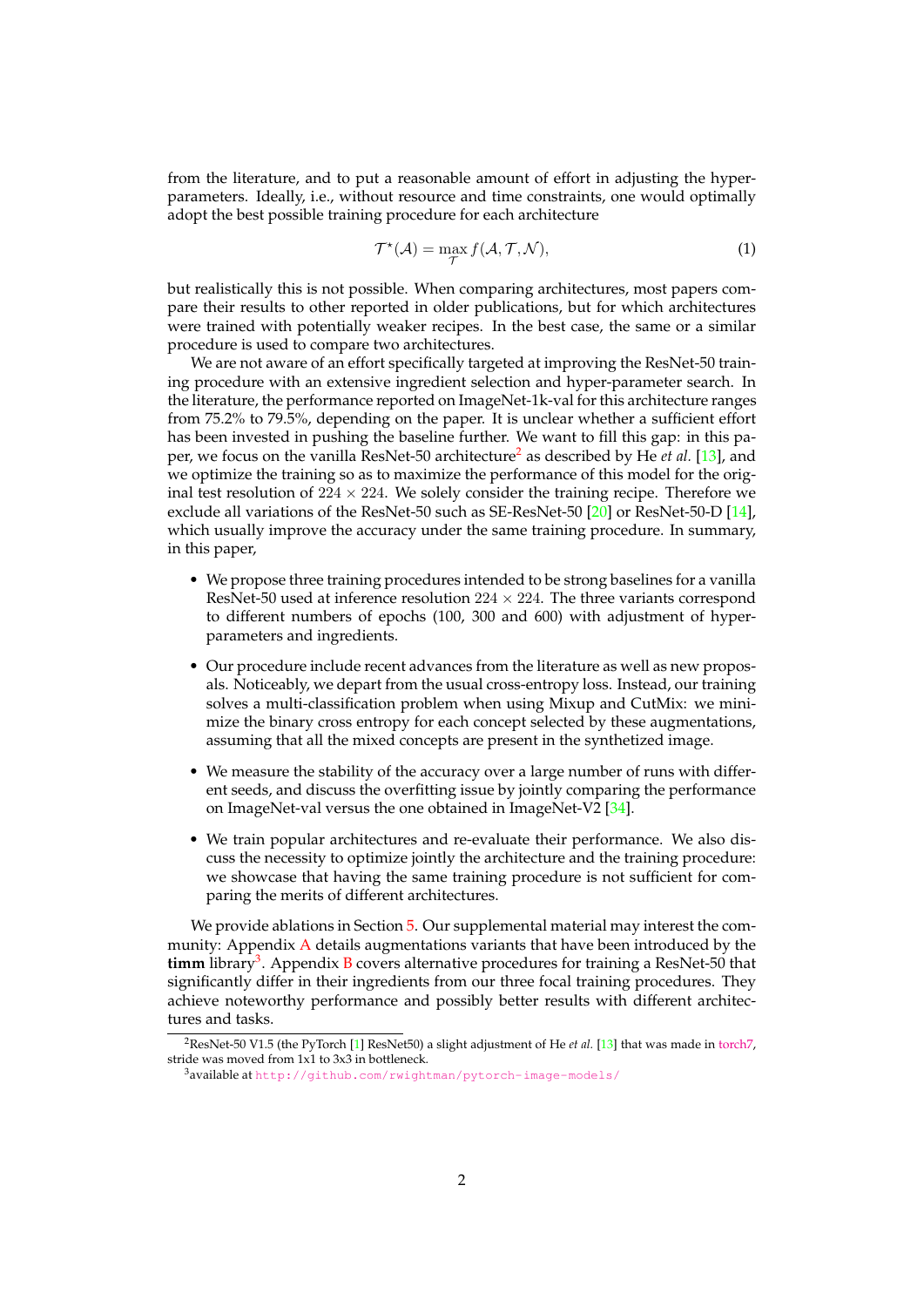from the literature, and to put a reasonable amount of effort in adjusting the hyper-parameters. Ideally, i.e., without resource and time constraints, one would optimally adopt the best possible training procedure for each architecture

$$\mathcal{T}^\star(\mathcal{A}) = \max_{\mathcal{T}} f(\mathcal{A}, \mathcal{T}, \mathcal{N}), \tag{1}$$

but realistically this is not possible. When comparing architectures, most papers compare their results to other reported in older publications, but for which architectures were trained with potentially weaker recipes. In the best case, the same or a similar procedure is used to compare two architectures.

We are not aware of an effort specifically targeted at improving the ResNet-50 training procedure with an extensive ingredient selection and hyper-parameter search. In the literature, the performance reported on ImageNet-1k-val for this architecture ranges from 75.2% to 79.5%, depending on the paper. It is unclear whether a sufficient effort has been invested in pushing the baseline further. We want to fill this gap: in this paper, we focus on the vanilla ResNet-50 architecture[2] as described by He *et al.* [13], and we optimize the training so as to maximize the performance of this model for the original test resolution of $224 \times 224$. We solely consider the training recipe. Therefore we exclude all variations of the ResNet-50 such as SE-ResNet-50 [20] or ResNet-50-D [14], which usually improve the accuracy under the same training procedure. In summary, in this paper,

- We propose three training procedures intended to be strong baselines for a vanilla ResNet-50 used at inference resolution $224 \times 224$. The three variants correspond to different numbers of epochs (100, 300 and 600) with adjustment of hyper-parameters and ingredients.
- Our procedure include recent advances from the literature as well as new proposals. Noticeably, we depart from the usual cross-entropy loss. Instead, our training solves a multi-classification problem when using Mixup and CutMix: we minimize the binary cross entropy for each concept selected by these augmentations, assuming that all the mixed concepts are present in the synthetized image.
- We measure the stability of the accuracy over a large number of runs with different seeds, and discuss the overfitting issue by jointly comparing the performance on ImageNet-val versus the one obtained in ImageNet-V2 [34].
- We train popular architectures and re-evaluate their performance. We also discuss the necessity to optimize jointly the architecture and the training procedure: we showcase that having the same training procedure is not sufficient for comparing the merits of different architectures.

We provide ablations in Section 5. Our supplemental material may interest the community: Appendix A details augmentations variants that have been introduced by the **timm** library[3]. Appendix B covers alternative procedures for training a ResNet-50 that significantly differ in their ingredients from our three focal training procedures. They achieve noteworthy performance and possibly better results with different architectures and tasks.

[2] ResNet-50 V1.5 (the PyTorch [1] ResNet50) a slight adjustment of He *et al.* [13] that was made in torch7, stride was moved from 1x1 to 3x3 in bottleneck.

[3] available at http://github.com/rwightman/pytorch-image-models/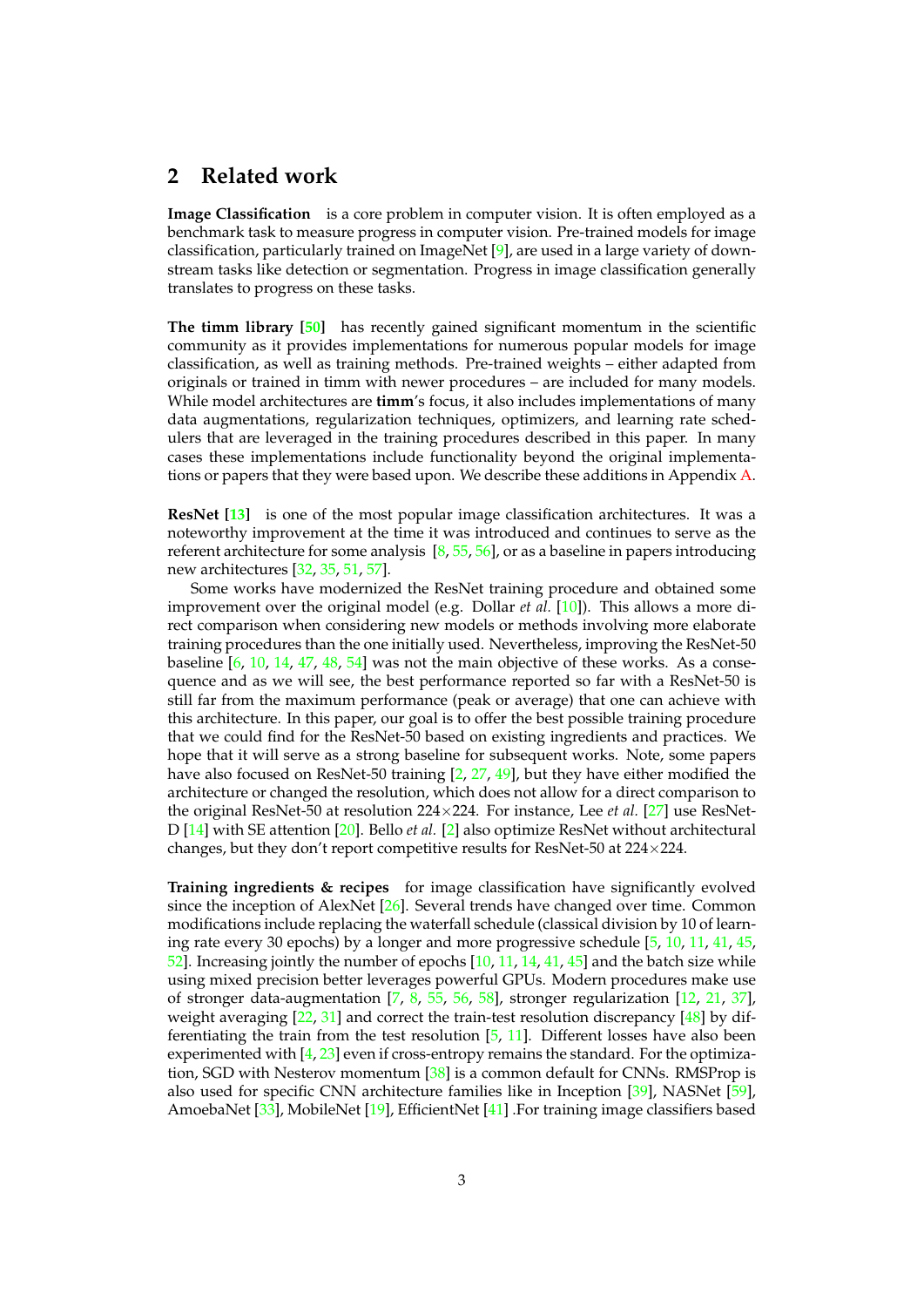## 2 Related work

**Image Classification** is a core problem in computer vision. It is often employed as a benchmark task to measure progress in computer vision. Pre-trained models for image classification, particularly trained on ImageNet [9], are used in a large variety of downstream tasks like detection or segmentation. Progress in image classification generally translates to progress on these tasks.

**The timm library [50]** has recently gained significant momentum in the scientific community as it provides implementations for numerous popular models for image classification, as well as training methods. Pre-trained weights – either adapted from originals or trained in timm with newer procedures – are included for many models. While model architectures are **timm**'s focus, it also includes implementations of many data augmentations, regularization techniques, optimizers, and learning rate schedulers that are leveraged in the training procedures described in this paper. In many cases these implementations include functionality beyond the original implementations or papers that they were based upon. We describe these additions in Appendix A.

**ResNet [13]** is one of the most popular image classification architectures. It was a noteworthy improvement at the time it was introduced and continues to serve as the referent architecture for some analysis [8, 55, 56], or as a baseline in papers introducing new architectures [32, 35, 51, 57].

Some works have modernized the ResNet training procedure and obtained some improvement over the original model (e.g. Dollar *et al.* [10]). This allows a more direct comparison when considering new models or methods involving more elaborate training procedures than the one initially used. Nevertheless, improving the ResNet-50 baseline [6, 10, 14, 47, 48, 54] was not the main objective of these works. As a consequence and as we will see, the best performance reported so far with a ResNet-50 is still far from the maximum performance (peak or average) that one can achieve with this architecture. In this paper, our goal is to offer the best possible training procedure that we could find for the ResNet-50 based on existing ingredients and practices. We hope that it will serve as a strong baseline for subsequent works. Note, some papers have also focused on ResNet-50 training [2, 27, 49], but they have either modified the architecture or changed the resolution, which does not allow for a direct comparison to the original ResNet-50 at resolution 224×224. For instance, Lee *et al.* [27] use ResNet-D [14] with SE attention [20]. Bello *et al.* [2] also optimize ResNet without architectural changes, but they don't report competitive results for ResNet-50 at 224×224.

**Training ingredients & recipes** for image classification have significantly evolved since the inception of AlexNet [26]. Several trends have changed over time. Common modifications include replacing the waterfall schedule (classical division by 10 of learning rate every 30 epochs) by a longer and more progressive schedule [5, 10, 11, 41, 45, 52]. Increasing jointly the number of epochs [10, 11, 14, 41, 45] and the batch size while using mixed precision better leverages powerful GPUs. Modern procedures make use of stronger data-augmentation [7, 8, 55, 56, 58], stronger regularization [12, 21, 37], weight averaging [22, 31] and correct the train-test resolution discrepancy [48] by differentiating the train from the test resolution [5, 11]. Different losses have also been experimented with [4, 23] even if cross-entropy remains the standard. For the optimization, SGD with Nesterov momentum [38] is a common default for CNNs. RMSProp is also used for specific CNN architecture families like in Inception [39], NASNet [59], AmoebaNet [33], MobileNet [19], EfficientNet [41] .For training image classifiers based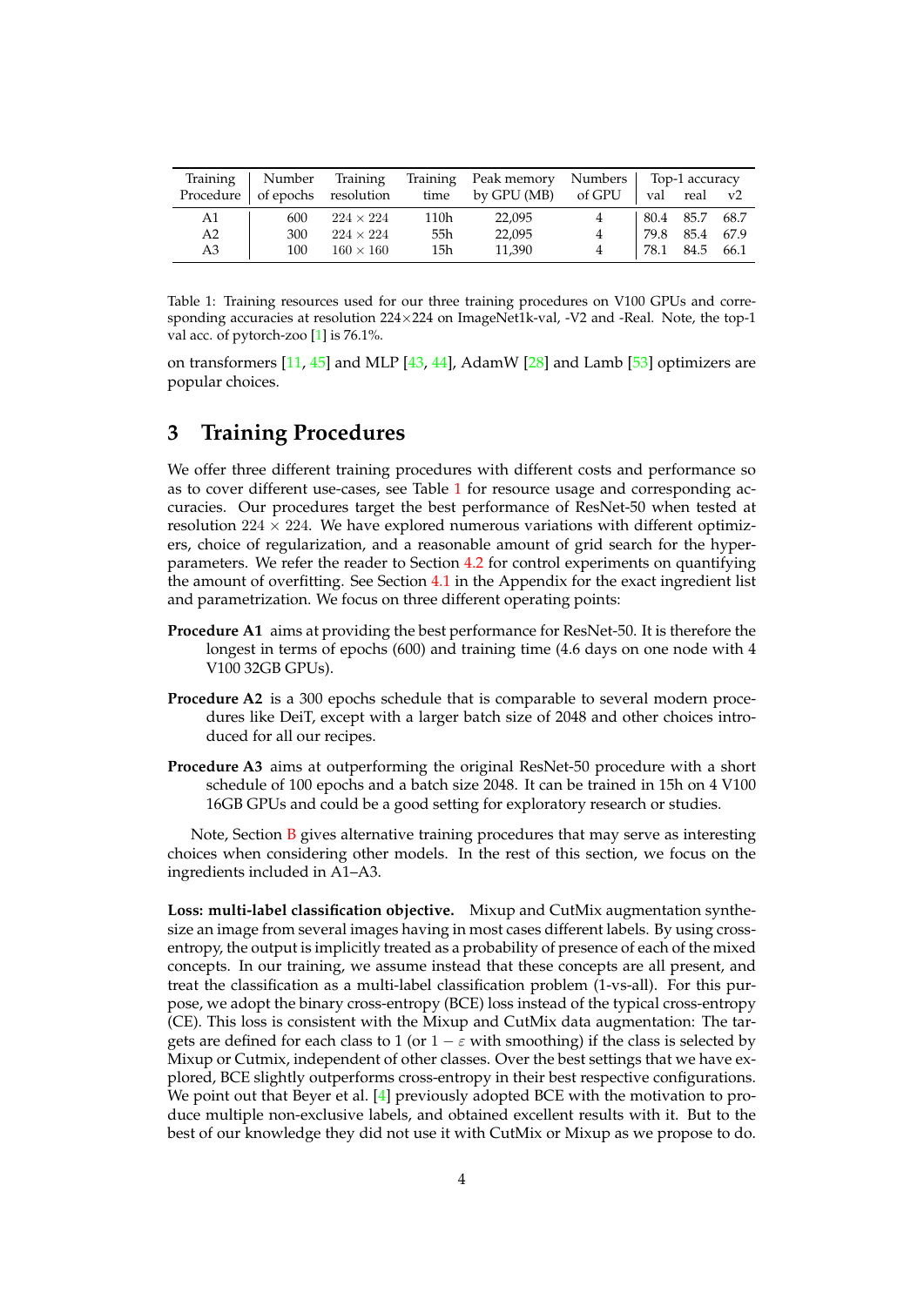| Training Procedure | Number of epochs | Training resolution | Training time | Peak memory by GPU (MB) | Numbers of GPU | Top-1 accuracy | | |
|---|---|---|---|---|---|---|---|---|
| | | | | | | val | real | v2 |
| A1 | 600 | $224 \times 224$ | 110h | 22,095 | 4 | 80.4 | 85.7 | 68.7 |
| A2 | 300 | $224 \times 224$ | 55h | 22,095 | 4 | 79.8 | 85.4 | 67.9 |
| A3 | 100 | $160 \times 160$ | 15h | 11,390 | 4 | 78.1 | 84.5 | 66.1 |

Table 1: Training resources used for our three training procedures on V100 GPUs and corresponding accuracies at resolution 224×224 on ImageNet1k-val, -V2 and -Real. Note, the top-1 val acc. of pytorch-zoo [1] is 76.1%.

on transformers [11, 45] and MLP [43, 44], AdamW [28] and Lamb [53] optimizers are popular choices.

## 3 Training Procedures

We offer three different training procedures with different costs and performance so as to cover different use-cases, see Table 1 for resource usage and corresponding accuracies. Our procedures target the best performance of ResNet-50 when tested at resolution $224 \times 224$. We have explored numerous variations with different optimizers, choice of regularization, and a reasonable amount of grid search for the hyperparameters. We refer the reader to Section 4.2 for control experiments on quantifying the amount of overfitting. See Section 4.1 in the Appendix for the exact ingredient list and parametrization. We focus on three different operating points:

**Procedure A1** aims at providing the best performance for ResNet-50. It is therefore the longest in terms of epochs (600) and training time (4.6 days on one node with 4 V100 32GB GPUs).

**Procedure A2** is a 300 epochs schedule that is comparable to several modern procedures like DeiT, except with a larger batch size of 2048 and other choices introduced for all our recipes.

**Procedure A3** aims at outperforming the original ResNet-50 procedure with a short schedule of 100 epochs and a batch size 2048. It can be trained in 15h on 4 V100 16GB GPUs and could be a good setting for exploratory research or studies.

Note, Section B gives alternative training procedures that may serve as interesting choices when considering other models. In the rest of this section, we focus on the ingredients included in A1–A3.

**Loss: multi-label classification objective.** Mixup and CutMix augmentation synthesize an image from several images having in most cases different labels. By using cross-entropy, the output is implicitly treated as a probability of presence of each of the mixed concepts. In our training, we assume instead that these concepts are all present, and treat the classification as a multi-label classification problem (1-vs-all). For this purpose, we adopt the binary cross-entropy (BCE) loss instead of the typical cross-entropy (CE). This loss is consistent with the Mixup and CutMix data augmentation: The targets are defined for each class to 1 (or $1 - \varepsilon$ with smoothing) if the class is selected by Mixup or Cutmix, independent of other classes. Over the best settings that we have explored, BCE slightly outperforms cross-entropy in their best respective configurations. We point out that Beyer et al. [4] previously adopted BCE with the motivation to produce multiple non-exclusive labels, and obtained excellent results with it. But to the best of our knowledge they did not use it with CutMix or Mixup as we propose to do.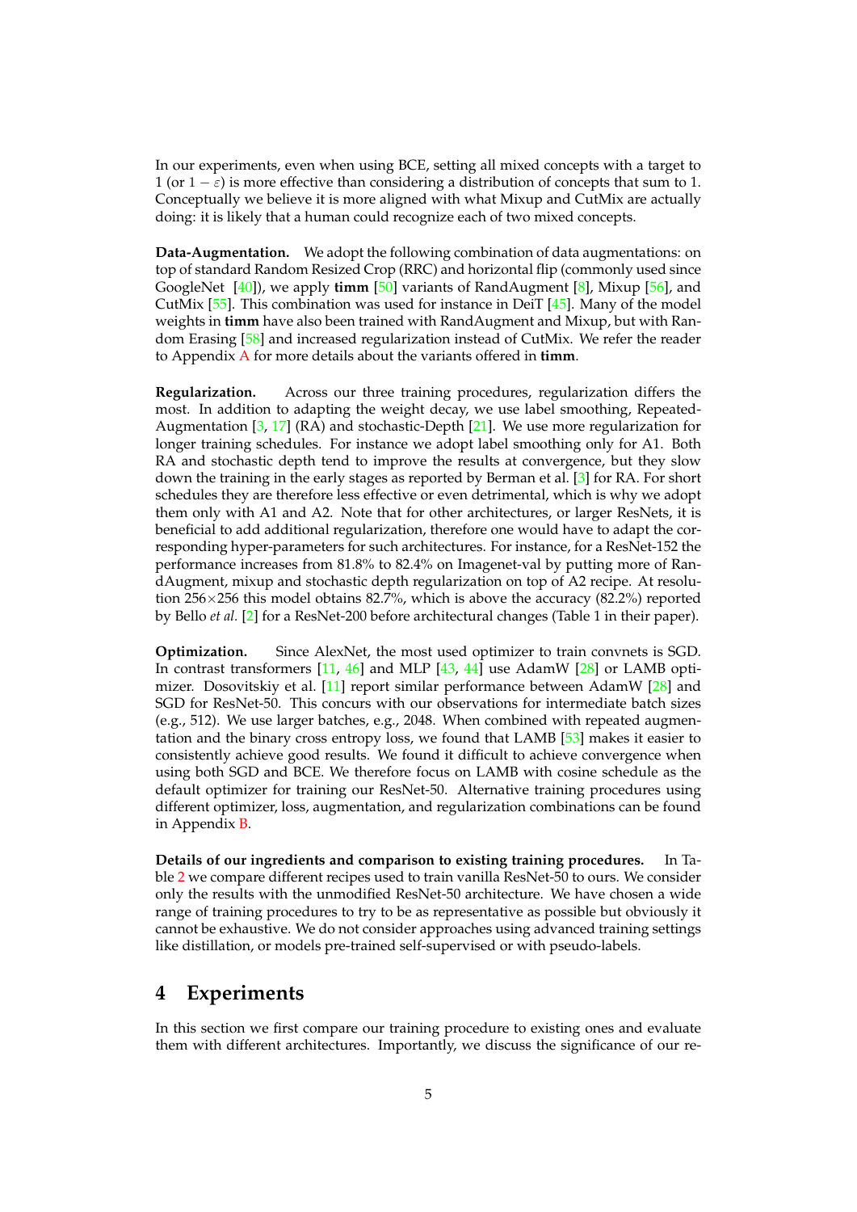In our experiments, even when using BCE, setting all mixed concepts with a target to 1 (or $1 - \varepsilon$) is more effective than considering a distribution of concepts that sum to 1. Conceptually we believe it is more aligned with what Mixup and CutMix are actually doing: it is likely that a human could recognize each of two mixed concepts.

**Data-Augmentation.** We adopt the following combination of data augmentations: on top of standard Random Resized Crop (RRC) and horizontal flip (commonly used since GoogleNet [40]), we apply **timm** [50] variants of RandAugment [8], Mixup [56], and CutMix [55]. This combination was used for instance in DeiT [45]. Many of the model weights in **timm** have also been trained with RandAugment and Mixup, but with Random Erasing [58] and increased regularization instead of CutMix. We refer the reader to Appendix A for more details about the variants offered in **timm**.

**Regularization.** Across our three training procedures, regularization differs the most. In addition to adapting the weight decay, we use label smoothing, Repeated-Augmentation [3, 17] (RA) and stochastic-Depth [21]. We use more regularization for longer training schedules. For instance we adopt label smoothing only for A1. Both RA and stochastic depth tend to improve the results at convergence, but they slow down the training in the early stages as reported by Berman et al. [3] for RA. For short schedules they are therefore less effective or even detrimental, which is why we adopt them only with A1 and A2. Note that for other architectures, or larger ResNets, it is beneficial to add additional regularization, therefore one would have to adapt the corresponding hyper-parameters for such architectures. For instance, for a ResNet-152 the performance increases from 81.8% to 82.4% on Imagenet-val by putting more of RandAugment, mixup and stochastic depth regularization on top of A2 recipe. At resolution 256×256 this model obtains 82.7%, which is above the accuracy (82.2%) reported by Bello *et al.* [2] for a ResNet-200 before architectural changes (Table 1 in their paper).

**Optimization.** Since AlexNet, the most used optimizer to train convnets is SGD. In contrast transformers [11, 46] and MLP [43, 44] use AdamW [28] or LAMB optimizer. Dosovitskiy et al. [11] report similar performance between AdamW [28] and SGD for ResNet-50. This concurs with our observations for intermediate batch sizes (e.g., 512). We use larger batches, e.g., 2048. When combined with repeated augmentation and the binary cross entropy loss, we found that LAMB [53] makes it easier to consistently achieve good results. We found it difficult to achieve convergence when using both SGD and BCE. We therefore focus on LAMB with cosine schedule as the default optimizer for training our ResNet-50. Alternative training procedures using different optimizer, loss, augmentation, and regularization combinations can be found in Appendix B.

**Details of our ingredients and comparison to existing training procedures.** In Table 2 we compare different recipes used to train vanilla ResNet-50 to ours. We consider only the results with the unmodified ResNet-50 architecture. We have chosen a wide range of training procedures to try to be as representative as possible but obviously it cannot be exhaustive. We do not consider approaches using advanced training settings like distillation, or models pre-trained self-supervised or with pseudo-labels.

## 4 Experiments

In this section we first compare our training procedure to existing ones and evaluate them with different architectures. Importantly, we discuss the significance of our re-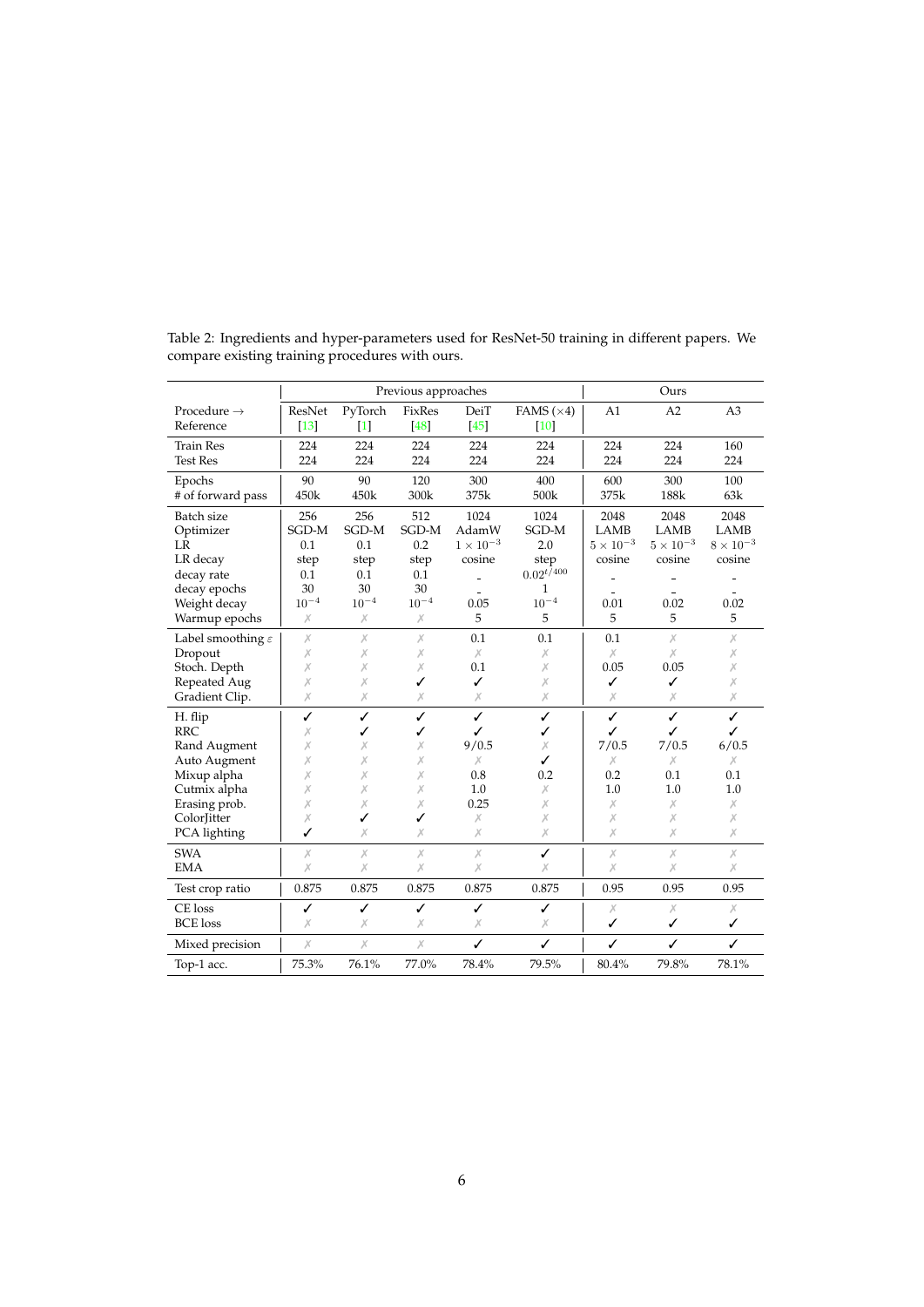Table 2: Ingredients and hyper-parameters used for ResNet-50 training in different papers. We compare existing training procedures with ours.

| | Previous approaches | | | | | Ours | | |
|---|---|---|---|---|---|---|---|---|
| Procedure → Reference | ResNet [13] | PyTorch [1] | FixRes [48] | DeiT [45] | FAMS (×4) [10] | A1 | A2 | A3 |
| Train Res | 224 | 224 | 224 | 224 | 224 | 224 | 224 | 160 |
| Test Res | 224 | 224 | 224 | 224 | 224 | 224 | 224 | 224 |
| Epochs | 90 | 90 | 120 | 300 | 400 | 600 | 300 | 100 |
| # of forward pass | 450k | 450k | 300k | 375k | 500k | 375k | 188k | 63k |
| Batch size | 256 | 256 | 512 | 1024 | 1024 | 2048 | 2048 | 2048 |
| Optimizer | SGD-M | SGD-M | SGD-M | AdamW | SGD-M | LAMB | LAMB | LAMB |
| LR | 0.1 | 0.1 | 0.2 | $1 \times 10^{-3}$ | 2.0 | $5 \times 10^{-3}$ | $5 \times 10^{-3}$ | $8 \times 10^{-3}$ |
| LR decay | step | step | step | cosine | step | cosine | cosine | cosine |
| decay rate | 0.1 | 0.1 | 0.1 | - | $0.02^{t/400}$ | - | - | - |
| decay epochs | 30 | 30 | 30 | - | 1 | - | - | - |
| Weight decay | $10^{-4}$ | $10^{-4}$ | $10^{-4}$ | 0.05 | $10^{-4}$ | 0.01 | 0.02 | 0.02 |
| Warmup epochs | ✗ | ✗ | ✗ | 5 | 5 | 5 | 5 | 5 |
| Label smoothing $\varepsilon$ | ✗ | ✗ | ✗ | 0.1 | 0.1 | 0.1 | ✗ | ✗ |
| Dropout | ✗ | ✗ | ✗ | ✗ | ✗ | ✗ | ✗ | ✗ |
| Stoch. Depth | ✗ | ✗ | ✗ | 0.1 | ✗ | 0.05 | 0.05 | ✗ |
| Repeated Aug | ✗ | ✗ | ✓ | ✓ | ✗ | ✓ | ✓ | ✗ |
| Gradient Clip. | ✗ | ✗ | ✗ | ✗ | ✗ | ✗ | ✗ | ✗ |
| H. flip | ✓ | ✓ | ✓ | ✓ | ✓ | ✓ | ✓ | ✓ |
| RRC | ✗ | ✓ | ✓ | ✓ | ✓ | ✓ | ✓ | ✓ |
| Rand Augment | ✗ | ✗ | ✗ | 9/0.5 | ✗ | 7/0.5 | 7/0.5 | 6/0.5 |
| Auto Augment | ✗ | ✗ | ✗ | ✗ | ✓ | ✗ | ✗ | ✗ |
| Mixup alpha | ✗ | ✗ | ✗ | 0.8 | 0.2 | 0.2 | 0.1 | 0.1 |
| Cutmix alpha | ✗ | ✗ | ✗ | 1.0 | ✗ | 1.0 | 1.0 | 1.0 |
| Erasing prob. | ✗ | ✗ | ✗ | 0.25 | ✗ | ✗ | ✗ | ✗ |
| ColorJitter | ✗ | ✓ | ✓ | ✗ | ✗ | ✗ | ✗ | ✗ |
| PCA lighting | ✓ | ✗ | ✗ | ✗ | ✗ | ✗ | ✗ | ✗ |
| SWA | ✗ | ✗ | ✗ | ✗ | ✓ | ✗ | ✗ | ✗ |
| EMA | ✗ | ✗ | ✗ | ✗ | ✗ | ✗ | ✗ | ✗ |
| Test crop ratio | 0.875 | 0.875 | 0.875 | 0.875 | 0.875 | 0.95 | 0.95 | 0.95 |
| CE loss | ✓ | ✓ | ✓ | ✓ | ✓ | ✗ | ✗ | ✗ |
| BCE loss | ✗ | ✗ | ✗ | ✗ | ✗ | ✓ | ✓ | ✓ |
| Mixed precision | ✗ | ✗ | ✗ | ✓ | ✓ | ✓ | ✓ | ✓ |
| Top-1 acc. | 75.3% | 76.1% | 77.0% | 78.4% | 79.5% | 80.4% | 79.8% | 78.1% |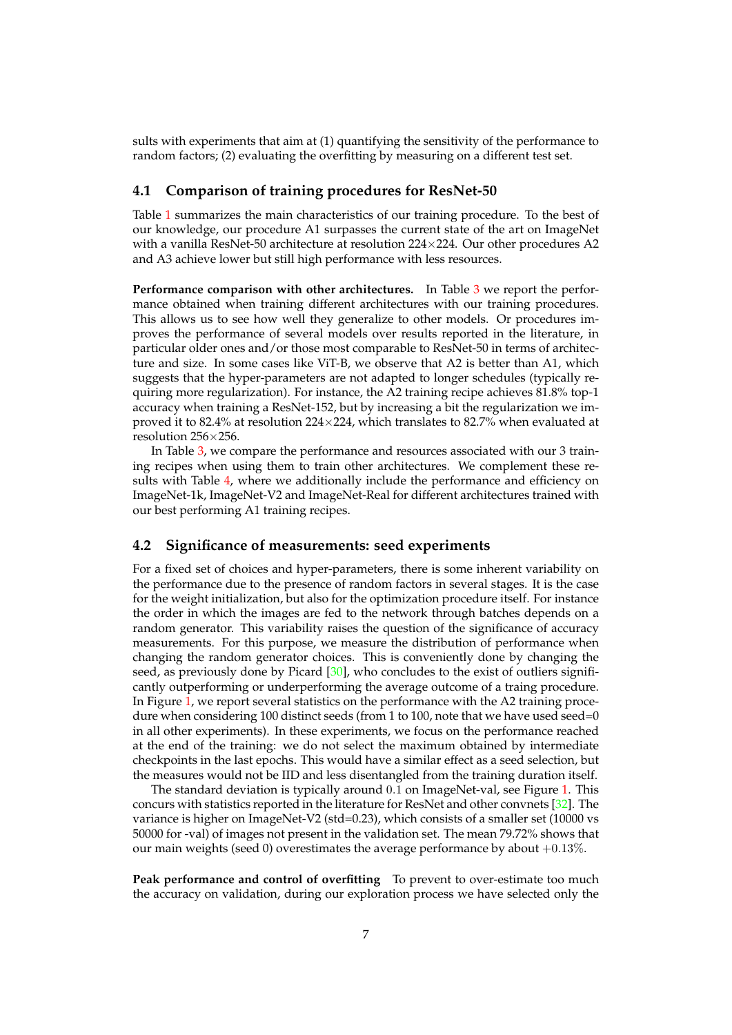sults with experiments that aim at (1) quantifying the sensitivity of the performance to random factors; (2) evaluating the overfitting by measuring on a different test set.

### 4.1 Comparison of training procedures for ResNet-50

Table 1 summarizes the main characteristics of our training procedure. To the best of our knowledge, our procedure A1 surpasses the current state of the art on ImageNet with a vanilla ResNet-50 architecture at resolution 224×224. Our other procedures A2 and A3 achieve lower but still high performance with less resources.

**Performance comparison with other architectures.** In Table 3 we report the performance obtained when training different architectures with our training procedures. This allows us to see how well they generalize to other models. Or procedures improves the performance of several models over results reported in the literature, in particular older ones and/or those most comparable to ResNet-50 in terms of architecture and size. In some cases like ViT-B, we observe that A2 is better than A1, which suggests that the hyper-parameters are not adapted to longer schedules (typically requiring more regularization). For instance, the A2 training recipe achieves 81.8% top-1 accuracy when training a ResNet-152, but by increasing a bit the regularization we improved it to 82.4% at resolution 224×224, which translates to 82.7% when evaluated at resolution 256×256.

In Table 3, we compare the performance and resources associated with our 3 training recipes when using them to train other architectures. We complement these results with Table 4, where we additionally include the performance and efficiency on ImageNet-1k, ImageNet-V2 and ImageNet-Real for different architectures trained with our best performing A1 training recipes.

### 4.2 Significance of measurements: seed experiments

For a fixed set of choices and hyper-parameters, there is some inherent variability on the performance due to the presence of random factors in several stages. It is the case for the weight initialization, but also for the optimization procedure itself. For instance the order in which the images are fed to the network through batches depends on a random generator. This variability raises the question of the significance of accuracy measurements. For this purpose, we measure the distribution of performance when changing the random generator choices. This is conveniently done by changing the seed, as previously done by Picard [30], who concludes to the exist of outliers significantly outperforming or underperforming the average outcome of a traing procedure. In Figure 1, we report several statistics on the performance with the A2 training procedure when considering 100 distinct seeds (from 1 to 100, note that we have used seed=0 in all other experiments). In these experiments, we focus on the performance reached at the end of the training: we do not select the maximum obtained by intermediate checkpoints in the last epochs. This would have a similar effect as a seed selection, but the measures would not be IID and less disentangled from the training duration itself.

The standard deviation is typically around $0.1$ on ImageNet-val, see Figure 1. This concurs with statistics reported in the literature for ResNet and other convnets [32]. The variance is higher on ImageNet-V2 (std=0.23), which consists of a smaller set (10000 vs 50000 for -val) of images not present in the validation set. The mean 79.72% shows that our main weights (seed 0) overestimates the average performance by about $+0.13\%$.

**Peak performance and control of overfitting** To prevent to over-estimate too much the accuracy on validation, during our exploration process we have selected only the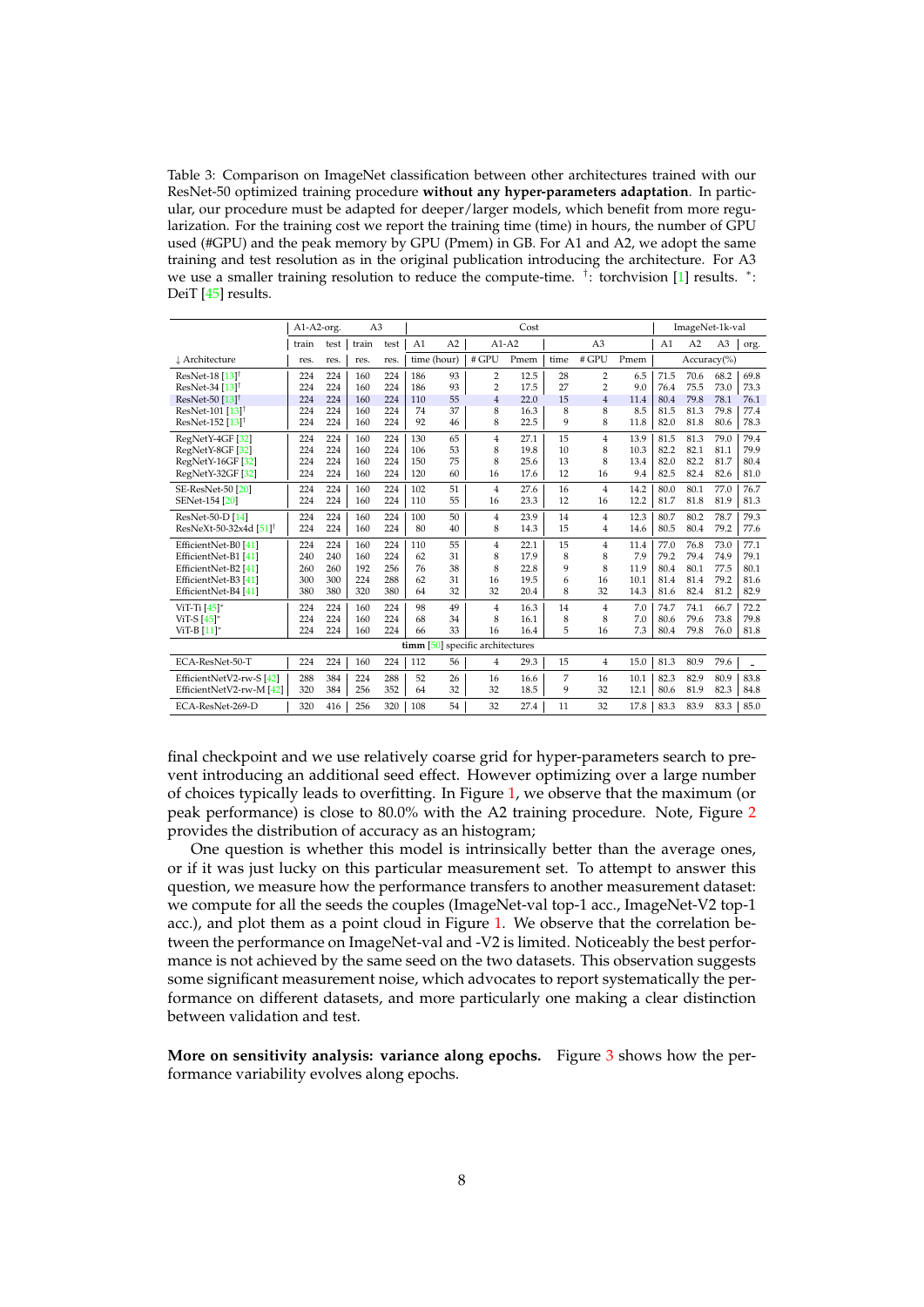Table 3: Comparison on ImageNet classification between other architectures trained with our ResNet-50 optimized training procedure **without any hyper-parameters adaptation**. In particular, our procedure must be adapted for deeper/larger models, which benefit from more regularization. For the training cost we report the training time (time) in hours, the number of GPU used (#GPU) and the peak memory by GPU (Pmem) in GB. For A1 and A2, we adopt the same training and test resolution as in the original publication introducing the architecture. For A3 we use a smaller training resolution to reduce the compute-time. †: torchvision [1] results. *: DeiT [45] results.

| | A1-A2-org. | | A3 | | Cost | | | | | | | | ImageNet-1k-val | | | |
|---|---|---|---|---|---|---|---|---|---|---|---|---|---|---|---|---|
| | train | test | train | test | A1 | A2 | A1-A2 | | A3 | | | | A1 | A2 | A3 | org. |
| ↓ Architecture | res. | res. | res. | res. | time (hour) | | # GPU | Pmem | time | # GPU | Pmem | | Accuracy(%) | | | |
| ResNet-18 [13]† | 224 | 224 | 160 | 224 | 186 | 93 | 2 | 12.5 | 28 | 2 | 6.5 | | 71.5 | 70.6 | 68.2 | 69.8 |
| ResNet-34 [13]† | 224 | 224 | 160 | 224 | 186 | 93 | 2 | 17.5 | 27 | 2 | 9.0 | | 76.4 | 75.5 | 73.0 | 73.3 |
| ResNet-50 [13]† | 224 | 224 | 160 | 224 | 110 | 55 | 4 | 22.0 | 15 | 4 | 11.4 | | 80.4 | 79.8 | 78.1 | 76.1 |
| ResNet-101 [13]† | 224 | 224 | 160 | 224 | 74 | 37 | 8 | 16.3 | 8 | 8 | 8.5 | | 81.5 | 81.3 | 79.8 | 77.4 |
| ResNet-152 [13]† | 224 | 224 | 160 | 224 | 92 | 46 | 8 | 22.5 | 9 | 8 | 11.8 | | 82.0 | 81.8 | 80.6 | 78.3 |
| RegNetY-4GF [32] | 224 | 224 | 160 | 224 | 130 | 65 | 4 | 27.1 | 15 | 4 | 13.9 | | 81.5 | 81.3 | 79.0 | 79.4 |
| RegNetY-8GF [32] | 224 | 224 | 160 | 224 | 106 | 53 | 8 | 19.8 | 10 | 8 | 10.3 | | 82.2 | 82.1 | 81.1 | 79.9 |
| RegNetY-16GF [32] | 224 | 224 | 160 | 224 | 150 | 75 | 8 | 25.6 | 13 | 8 | 13.4 | | 82.0 | 82.2 | 81.7 | 80.4 |
| RegNetY-32GF [32] | 224 | 224 | 160 | 224 | 120 | 60 | 16 | 17.6 | 12 | 16 | 9.4 | | 82.5 | 82.4 | 82.6 | 81.0 |
| SE-ResNet-50 [20] | 224 | 224 | 160 | 224 | 102 | 51 | 4 | 27.6 | 16 | 4 | 14.2 | | 80.0 | 80.1 | 77.0 | 76.7 |
| SENet-154 [20] | 224 | 224 | 160 | 224 | 110 | 55 | 16 | 23.3 | 12 | 16 | 12.2 | | 81.7 | 81.8 | 81.9 | 81.3 |
| ResNet-50-D [14] | 224 | 224 | 160 | 224 | 100 | 50 | 4 | 23.9 | 14 | 4 | 12.3 | | 80.7 | 80.2 | 78.7 | 79.3 |
| ResNeXt-50-32x4d [51]† | 224 | 224 | 160 | 224 | 80 | 40 | 8 | 14.3 | 15 | 4 | 14.6 | | 80.5 | 80.4 | 79.2 | 77.6 |
| EfficientNet-B0 [41] | 224 | 224 | 160 | 224 | 110 | 55 | 4 | 22.1 | 15 | 4 | 11.4 | | 77.0 | 76.8 | 73.0 | 77.1 |
| EfficientNet-B1 [41] | 240 | 240 | 160 | 224 | 62 | 31 | 8 | 17.9 | 8 | 8 | 7.9 | | 79.2 | 79.4 | 74.9 | 79.1 |
| EfficientNet-B2 [41] | 260 | 260 | 192 | 256 | 76 | 38 | 8 | 22.8 | 9 | 8 | 11.9 | | 80.4 | 80.1 | 77.5 | 80.1 |
| EfficientNet-B3 [41] | 300 | 300 | 224 | 288 | 62 | 31 | 16 | 19.5 | 6 | 16 | 10.1 | | 81.4 | 81.4 | 79.2 | 81.6 |
| EfficientNet-B4 [41] | 380 | 380 | 320 | 380 | 64 | 32 | 32 | 20.4 | 8 | 32 | 14.3 | | 81.6 | 82.4 | 81.2 | 82.9 |
| ViT-Ti [45]* | 224 | 224 | 160 | 224 | 98 | 49 | 4 | 16.3 | 14 | 4 | 7.0 | | 74.7 | 74.1 | 66.7 | 72.2 |
| ViT-S [45]* | 224 | 224 | 160 | 224 | 68 | 34 | 8 | 16.1 | 8 | 8 | 7.0 | | 80.6 | 79.6 | 73.8 | 79.8 |
| ViT-B [11]* | 224 | 224 | 160 | 224 | 66 | 33 | 16 | 16.4 | 5 | 16 | 7.3 | | 80.4 | 79.8 | 76.0 | 81.8 |
| **timm** [50] specific architectures | | | | | | | | | | | | | | | | |
| ECA-ResNet-50-T | 224 | 224 | 160 | 224 | 112 | 56 | 4 | 29.3 | 15 | 4 | 15.0 | | 81.3 | 80.9 | 79.6 | - |
| EfficientNetV2-rw-S [42] | 288 | 384 | 224 | 288 | 52 | 26 | 16 | 16.6 | 7 | 16 | 10.1 | | 82.3 | 82.9 | 80.9 | 83.8 |
| EfficientNetV2-rw-M [42] | 320 | 384 | 256 | 352 | 64 | 32 | 32 | 18.5 | 9 | 32 | 12.1 | | 80.6 | 81.9 | 82.3 | 84.8 |
| ECA-ResNet-269-D | 320 | 416 | 256 | 320 | 108 | 54 | 32 | 27.4 | 11 | 32 | 17.8 | | 83.3 | 83.9 | 83.3 | 85.0 |

final checkpoint and we use relatively coarse grid for hyper-parameters search to prevent introducing an additional seed effect. However optimizing over a large number of choices typically leads to overfitting. In Figure 1, we observe that the maximum (or peak performance) is close to 80.0% with the A2 training procedure. Note, Figure 2 provides the distribution of accuracy as an histogram;

One question is whether this model is intrinsically better than the average ones, or if it was just lucky on this particular measurement set. To attempt to answer this question, we measure how the performance transfers to another measurement dataset: we compute for all the seeds the couples (ImageNet-val top-1 acc., ImageNet-V2 top-1 acc.), and plot them as a point cloud in Figure 1. We observe that the correlation between the performance on ImageNet-val and -V2 is limited. Noticeably the best performance is not achieved by the same seed on the two datasets. This observation suggests some significant measurement noise, which advocates to report systematically the performance on different datasets, and more particularly one making a clear distinction between validation and test.

**More on sensitivity analysis: variance along epochs.** Figure 3 shows how the performance variability evolves along epochs.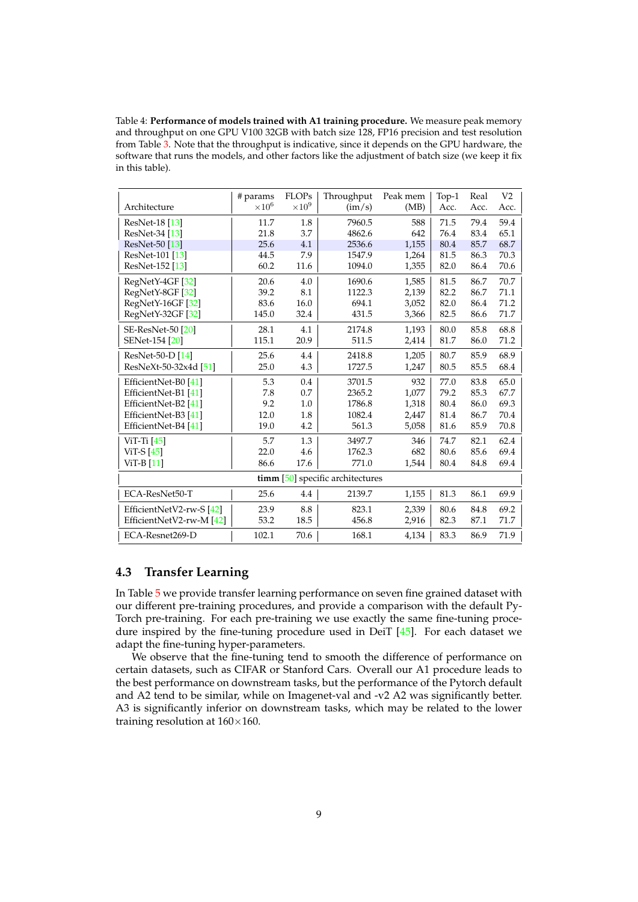Table 4: **Performance of models trained with A1 training procedure.** We measure peak memory and throughput on one GPU V100 32GB with batch size 128, FP16 precision and test resolution from Table 3. Note that the throughput is indicative, since it depends on the GPU hardware, the software that runs the models, and other factors like the adjustment of batch size (we keep it fix in this table).

| Architecture | # params $\times 10^6$ | FLOPs $\times 10^9$ | Throughput (im/s) | Peak mem (MB) | Top-1 Acc. | Real Acc. | V2 Acc. |
|---|---|---|---|---|---|---|---|
| ResNet-18 [13] | 11.7 | 1.8 | 7960.5 | 588 | 71.5 | 79.4 | 59.4 |
| ResNet-34 [13] | 21.8 | 3.7 | 4862.6 | 642 | 76.4 | 83.4 | 65.1 |
| ResNet-50 [13] | 25.6 | 4.1 | 2536.6 | 1,155 | 80.4 | 85.7 | 68.7 |
| ResNet-101 [13] | 44.5 | 7.9 | 1547.9 | 1,264 | 81.5 | 86.3 | 70.3 |
| ResNet-152 [13] | 60.2 | 11.6 | 1094.0 | 1,355 | 82.0 | 86.4 | 70.6 |
| RegNetY-4GF [32] | 20.6 | 4.0 | 1690.6 | 1,585 | 81.5 | 86.7 | 70.7 |
| RegNetY-8GF [32] | 39.2 | 8.1 | 1122.3 | 2,139 | 82.2 | 86.7 | 71.1 |
| RegNetY-16GF [32] | 83.6 | 16.0 | 694.1 | 3,052 | 82.0 | 86.4 | 71.2 |
| RegNetY-32GF [32] | 145.0 | 32.4 | 431.5 | 3,366 | 82.5 | 86.6 | 71.7 |
| SE-ResNet-50 [20] | 28.1 | 4.1 | 2174.8 | 1,193 | 80.0 | 85.8 | 68.8 |
| SENet-154 [20] | 115.1 | 20.9 | 511.5 | 2,414 | 81.7 | 86.0 | 71.2 |
| ResNet-50-D [14] | 25.6 | 4.4 | 2418.8 | 1,205 | 80.7 | 85.9 | 68.9 |
| ResNeXt-50-32x4d [51] | 25.0 | 4.3 | 1727.5 | 1,247 | 80.5 | 85.5 | 68.4 |
| EfficientNet-B0 [41] | 5.3 | 0.4 | 3701.5 | 932 | 77.0 | 83.8 | 65.0 |
| EfficientNet-B1 [41] | 7.8 | 0.7 | 2365.2 | 1,077 | 79.2 | 85.3 | 67.7 |
| EfficientNet-B2 [41] | 9.2 | 1.0 | 1786.8 | 1,318 | 80.4 | 86.0 | 69.3 |
| EfficientNet-B3 [41] | 12.0 | 1.8 | 1082.4 | 2,447 | 81.4 | 86.7 | 70.4 |
| EfficientNet-B4 [41] | 19.0 | 4.2 | 561.3 | 5,058 | 81.6 | 85.9 | 70.8 |
| ViT-Ti [45] | 5.7 | 1.3 | 3497.7 | 346 | 74.7 | 82.1 | 62.4 |
| ViT-S [45] | 22.0 | 4.6 | 1762.3 | 682 | 80.6 | 85.6 | 69.4 |
| ViT-B [11] | 86.6 | 17.6 | 771.0 | 1,544 | 80.4 | 84.8 | 69.4 |
| **timm** [50] specific architectures | | | | | | | |
| ECA-ResNet50-T | 25.6 | 4.4 | 2139.7 | 1,155 | 81.3 | 86.1 | 69.9 |
| EfficientNetV2-rw-S [42] | 23.9 | 8.8 | 823.1 | 2,339 | 80.6 | 84.8 | 69.2 |
| EfficientNetV2-rw-M [42] | 53.2 | 18.5 | 456.8 | 2,916 | 82.3 | 87.1 | 71.7 |
| ECA-Resnet269-D | 102.1 | 70.6 | 168.1 | 4,134 | 83.3 | 86.9 | 71.9 |

## 4.3 Transfer Learning

In Table 5 we provide transfer learning performance on seven fine grained dataset with our different pre-training procedures, and provide a comparison with the default PyTorch pre-training. For each pre-training we use exactly the same fine-tuning procedure inspired by the fine-tuning procedure used in DeiT [45]. For each dataset we adapt the fine-tuning hyper-parameters.

We observe that the fine-tuning tend to smooth the difference of performance on certain datasets, such as CIFAR or Stanford Cars. Overall our A1 procedure leads to the best performance on downstream tasks, but the performance of the Pytorch default and A2 tend to be similar, while on Imagenet-val and -v2 A2 was significantly better. A3 is significantly inferior on downstream tasks, which may be related to the lower training resolution at $160 \times 160$.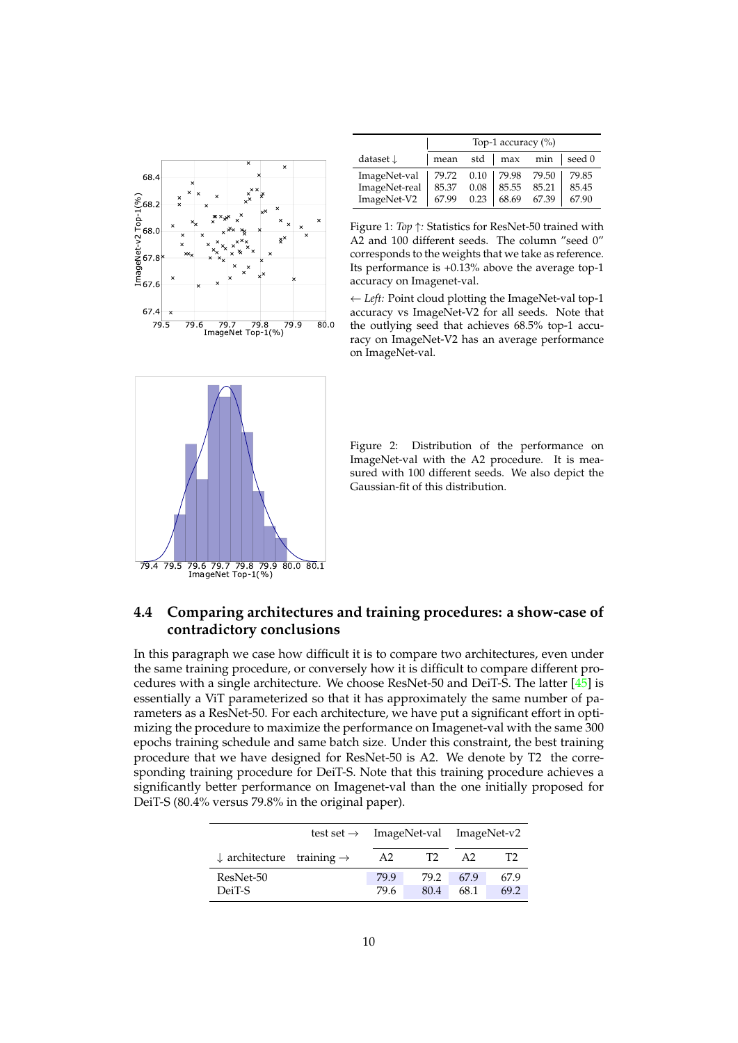| | Top-1 accuracy (%) | | | | |
|---|---|---|---|---|---|
| dataset ↓ | mean | std | max | min | seed 0 |
| ImageNet-val | 79.72 | 0.10 | 79.98 | 79.50 | 79.85 |
| ImageNet-real | 85.37 | 0.08 | 85.55 | 85.21 | 85.45 |
| ImageNet-V2 | 67.99 | 0.23 | 68.69 | 67.39 | 67.90 |

Figure 1: *Top* ↑*:* Statistics for ResNet-50 trained with A2 and 100 different seeds. The column "seed 0" corresponds to the weights that we take as reference. Its performance is +0.13% above the average top-1 accuracy on Imagenet-val.

← *Left:* Point cloud plotting the ImageNet-val top-1 accuracy vs ImageNet-V2 for all seeds. Note that the outlying seed that achieves 68.5% top-1 accuracy on ImageNet-V2 has an average performance on ImageNet-val.

Figure 2: Distribution of the performance on ImageNet-val with the A2 procedure. It is measured with 100 different seeds. We also depict the Gaussian-fit of this distribution.

### 4.4 Comparing architectures and training procedures: a show-case of contradictory conclusions

In this paragraph we case how difficult it is to compare two architectures, even under the same training procedure, or conversely how it is difficult to compare different procedures with a single architecture. We choose ResNet-50 and DeiT-S. The latter [45] is essentially a ViT parameterized so that it has approximately the same number of parameters as a ResNet-50. For each architecture, we have put a significant effort in optimizing the procedure to maximize the performance on Imagenet-val with the same 300 epochs training schedule and same batch size. Under this constraint, the best training procedure that we have designed for ResNet-50 is A2. We denote by T2 the corresponding training procedure for DeiT-S. Note that this training procedure achieves a significantly better performance on Imagenet-val than the one initially proposed for DeiT-S (80.4% versus 79.8% in the original paper).

| test set → | | ImageNet-val | | ImageNet-v2 | |
|---|---|---|---|---|---|
| ↓ architecture | training → | A2 | T2 | A2 | T2 |
| ResNet-50 | | 79.9 | 79.2 | 67.9 | 67.9 |
| DeiT-S | | 79.6 | 80.4 | 68.1 | 69.2 |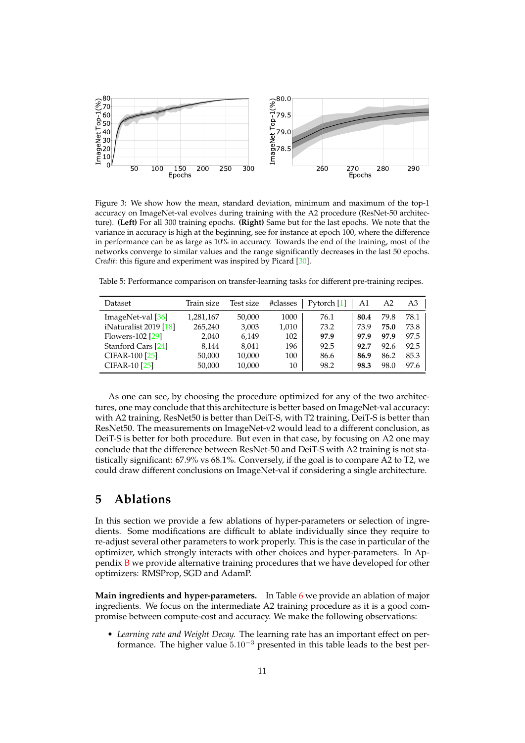Figure 3: We show how the mean, standard deviation, minimum and maximum of the top-1 accuracy on ImageNet-val evolves during training with the A2 procedure (ResNet-50 architecture). **(Left)** For all 300 training epochs. **(Right)** Same but for the last epochs. We note that the variance in accuracy is high at the beginning, see for instance at epoch 100, where the difference in performance can be as large as 10% in accuracy. Towards the end of the training, most of the networks converge to similar values and the range significantly decreases in the last 50 epochs. *Credit*: this figure and experiment was inspired by Picard [30].

Table 5: Performance comparison on transfer-learning tasks for different pre-training recipes.

| Dataset | Train size | Test size | #classes | Pytorch [1] | A1 | A2 | A3 |
|---|---|---|---|---|---|---|---|
| ImageNet-val [36] | 1,281,167 | 50,000 | 1000 | 76.1 | **80.4** | 79.8 | 78.1 |
| iNaturalist 2019 [18] | 265,240 | 3,003 | 1,010 | 73.2 | 73.9 | **75.0** | 73.8 |
| Flowers-102 [29] | 2,040 | 6,149 | 102 | **97.9** | **97.9** | **97.9** | 97.5 |
| Stanford Cars [24] | 8,144 | 8,041 | 196 | 92.5 | **92.7** | 92.6 | 92.5 |
| CIFAR-100 [25] | 50,000 | 10,000 | 100 | 86.6 | **86.9** | 86.2 | 85.3 |
| CIFAR-10 [25] | 50,000 | 10,000 | 10 | 98.2 | **98.3** | 98.0 | 97.6 |

As one can see, by choosing the procedure optimized for any of the two architectures, one may conclude that this architecture is better based on ImageNet-val accuracy: with A2 training, ResNet50 is better than DeiT-S, with T2 training, DeiT-S is better than ResNet50. The measurements on ImageNet-v2 would lead to a different conclusion, as DeiT-S is better for both procedure. But even in that case, by focusing on A2 one may conclude that the difference between ResNet-50 and DeiT-S with A2 training is not statistically significant: 67.9% vs 68.1%. Conversely, if the goal is to compare A2 to T2, we could draw different conclusions on ImageNet-val if considering a single architecture.

# 5 Ablations

In this section we provide a few ablations of hyper-parameters or selection of ingredients. Some modifications are difficult to ablate individually since they require to re-adjust several other parameters to work properly. This is the case in particular of the optimizer, which strongly interacts with other choices and hyper-parameters. In Appendix B we provide alternative training procedures that we have developed for other optimizers: RMSProp, SGD and AdamP.

**Main ingredients and hyper-parameters.** In Table 6 we provide an ablation of major ingredients. We focus on the intermediate A2 training procedure as it is a good compromise between compute-cost and accuracy. We make the following observations:

- *Learning rate and Weight Decay.* The learning rate has an important effect on performance. The higher value $5.10^{-3}$ presented in this table leads to the best per-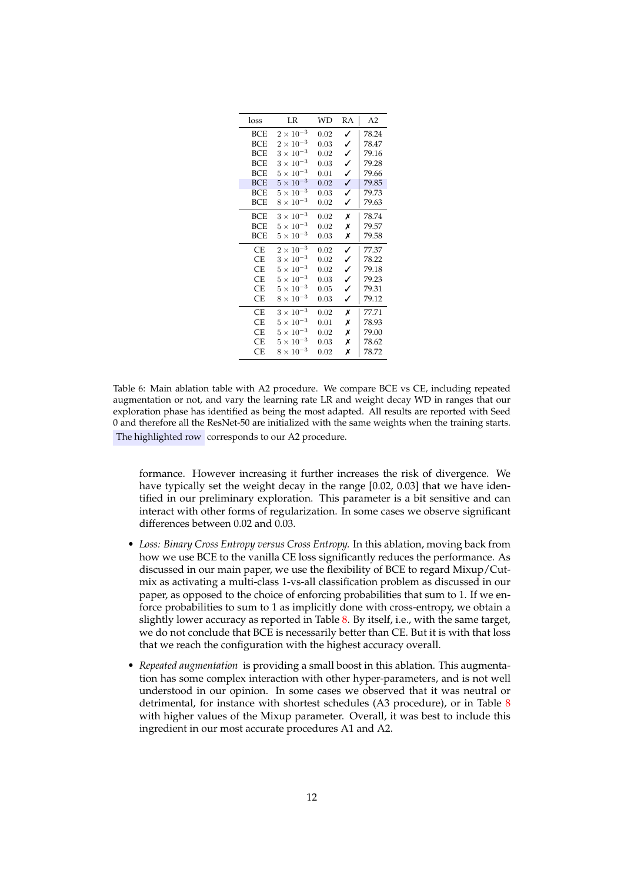| loss | LR | WD | RA | A2 |
|---|---|---|---|---|
| BCE | $2 \times 10^{-3}$ | 0.02 | ✓ | 78.24 |
| BCE | $2 \times 10^{-3}$ | 0.03 | ✓ | 78.47 |
| BCE | $3 \times 10^{-3}$ | 0.02 | ✓ | 79.16 |
| BCE | $3 \times 10^{-3}$ | 0.03 | ✓ | 79.28 |
| BCE | $5 \times 10^{-3}$ | 0.01 | ✓ | 79.66 |
| BCE | $5 \times 10^{-3}$ | 0.02 | ✓ | 79.85 |
| BCE | $5 \times 10^{-3}$ | 0.03 | ✓ | 79.73 |
| BCE | $8 \times 10^{-3}$ | 0.02 | ✓ | 79.63 |
| BCE | $3 \times 10^{-3}$ | 0.02 | ✗ | 78.74 |
| BCE | $5 \times 10^{-3}$ | 0.02 | ✗ | 79.57 |
| BCE | $5 \times 10^{-3}$ | 0.03 | ✗ | 79.58 |
| CE | $2 \times 10^{-3}$ | 0.02 | ✓ | 77.37 |
| CE | $3 \times 10^{-3}$ | 0.02 | ✓ | 78.22 |
| CE | $5 \times 10^{-3}$ | 0.02 | ✓ | 79.18 |
| CE | $5 \times 10^{-3}$ | 0.03 | ✓ | 79.23 |
| CE | $5 \times 10^{-3}$ | 0.05 | ✓ | 79.31 |
| CE | $8 \times 10^{-3}$ | 0.03 | ✓ | 79.12 |
| CE | $3 \times 10^{-3}$ | 0.02 | ✗ | 77.71 |
| CE | $5 \times 10^{-3}$ | 0.01 | ✗ | 78.93 |
| CE | $5 \times 10^{-3}$ | 0.02 | ✗ | 79.00 |
| CE | $5 \times 10^{-3}$ | 0.03 | ✗ | 78.62 |
| CE | $8 \times 10^{-3}$ | 0.02 | ✗ | 78.72 |

Table 6: Main ablation table with A2 procedure. We compare BCE vs CE, including repeated augmentation or not, and vary the learning rate LR and weight decay WD in ranges that our exploration phase has identified as being the most adapted. All results are reported with Seed 0 and therefore all the ResNet-50 are initialized with the same weights when the training starts. The highlighted row corresponds to our A2 procedure.

formance. However increasing it further increases the risk of divergence. We have typically set the weight decay in the range [0.02, 0.03] that we have identified in our preliminary exploration. This parameter is a bit sensitive and can interact with other forms of regularization. In some cases we observe significant differences between 0.02 and 0.03.

- *Loss: Binary Cross Entropy versus Cross Entropy.* In this ablation, moving back from how we use BCE to the vanilla CE loss significantly reduces the performance. As discussed in our main paper, we use the flexibility of BCE to regard Mixup/Cutmix as activating a multi-class 1-vs-all classification problem as discussed in our paper, as opposed to the choice of enforcing probabilities that sum to 1. If we enforce probabilities to sum to 1 as implicitly done with cross-entropy, we obtain a slightly lower accuracy as reported in Table 8. By itself, i.e., with the same target, we do not conclude that BCE is necessarily better than CE. But it is with that loss that we reach the configuration with the highest accuracy overall.
- *Repeated augmentation* is providing a small boost in this ablation. This augmentation has some complex interaction with other hyper-parameters, and is not well understood in our opinion. In some cases we observed that it was neutral or detrimental, for instance with shortest schedules (A3 procedure), or in Table 8 with higher values of the Mixup parameter. Overall, it was best to include this ingredient in our most accurate procedures A1 and A2.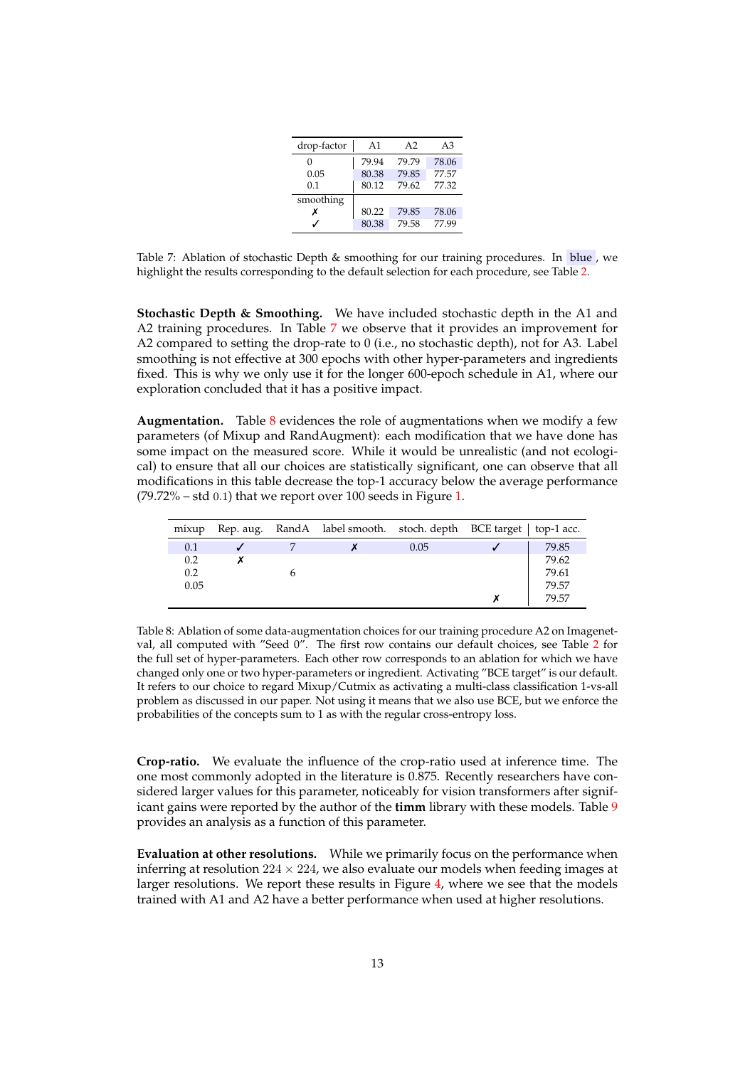| drop-factor | A1 | A2 | A3 |
|---|---|---|---|
| 0 | 79.94 | 79.79 | 78.06 |
| 0.05 | 80.38 | 79.85 | 77.57 |
| 0.1 | 80.12 | 79.62 | 77.32 |
| smoothing | | | |
| ✗ | 80.22 | 79.85 | 78.06 |
| ✓ | 80.38 | 79.58 | 77.99 |

Table 7: Ablation of stochastic Depth & smoothing for our training procedures. In blue , we highlight the results corresponding to the default selection for each procedure, see Table 2.

**Stochastic Depth & Smoothing.** We have included stochastic depth in the A1 and A2 training procedures. In Table 7 we observe that it provides an improvement for A2 compared to setting the drop-rate to 0 (i.e., no stochastic depth), not for A3. Label smoothing is not effective at 300 epochs with other hyper-parameters and ingredients fixed. This is why we only use it for the longer 600-epoch schedule in A1, where our exploration concluded that it has a positive impact.

**Augmentation.** Table 8 evidences the role of augmentations when we modify a few parameters (of Mixup and RandAugment): each modification that we have done has some impact on the measured score. While it would be unrealistic (and not ecological) to ensure that all our choices are statistically significant, one can observe that all modifications in this table decrease the top-1 accuracy below the average performance (79.72% – std 0.1) that we report over 100 seeds in Figure 1.

| mixup | Rep. aug. | RandA | label smooth. | stoch. depth | BCE target | top-1 acc. |
|---|---|---|---|---|---|---|
| 0.1 | ✓ | 7 | ✗ | 0.05 | ✓ | 79.85 |
| 0.2 | ✗ | | | | | 79.62 |
| 0.2 | | 6 | | | | 79.61 |
| 0.05 | | | | | | 79.57 |
| | | | | | ✗ | 79.57 |

Table 8: Ablation of some data-augmentation choices for our training procedure A2 on Imagenet-val, all computed with "Seed 0". The first row contains our default choices, see Table 2 for the full set of hyper-parameters. Each other row corresponds to an ablation for which we have changed only one or two hyper-parameters or ingredient. Activating "BCE target" is our default. It refers to our choice to regard Mixup/Cutmix as activating a multi-class classification 1-vs-all problem as discussed in our paper. Not using it means that we also use BCE, but we enforce the probabilities of the concepts sum to 1 as with the regular cross-entropy loss.

**Crop-ratio.** We evaluate the influence of the crop-ratio used at inference time. The one most commonly adopted in the literature is 0.875. Recently researchers have considered larger values for this parameter, noticeably for vision transformers after significant gains were reported by the author of the **timm** library with these models. Table 9 provides an analysis as a function of this parameter.

**Evaluation at other resolutions.** While we primarily focus on the performance when inferring at resolution $224 \times 224$, we also evaluate our models when feeding images at larger resolutions. We report these results in Figure 4, where we see that the models trained with A1 and A2 have a better performance when used at higher resolutions.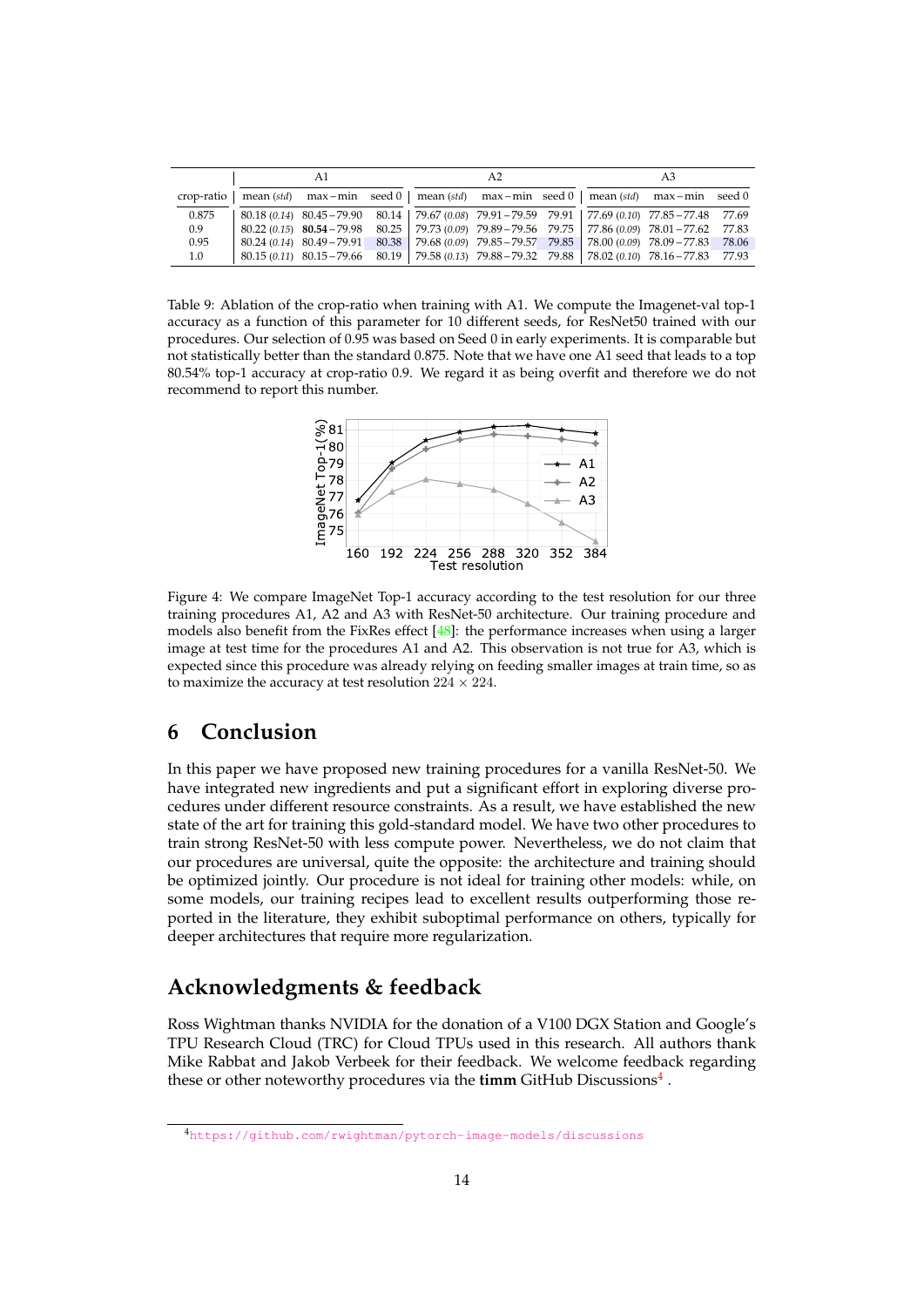| crop-ratio | A1 | | | A2 | | | A3 | | |
|---|---|---|---|---|---|---|---|---|---|
| | mean (*std*) | max – min | seed 0 | mean (*std*) | max – min | seed 0 | mean (*std*) | max – min | seed 0 |
| 0.875 | 80.18 (*0.14*) | 80.45 – 79.90 | 80.14 | 79.67 (*0.08*) | 79.91 – 79.59 | 79.91 | 77.69 (*0.10*) | 77.85 – 77.48 | 77.69 |
| 0.9 | 80.22 (*0.15*) | **80.54** – 79.98 | 80.25 | 79.73 (*0.09*) | 79.89 – 79.56 | 79.75 | 77.86 (*0.09*) | 78.01 – 77.62 | 77.83 |
| 0.95 | 80.24 (*0.14*) | 80.49 – 79.91 | 80.38 | 79.68 (*0.09*) | 79.85 – 79.57 | 79.85 | 78.00 (*0.09*) | 78.09 – 77.83 | 78.06 |
| 1.0 | 80.15 (*0.11*) | 80.15 – 79.66 | 80.19 | 79.58 (*0.13*) | 79.88 – 79.32 | 79.88 | 78.02 (*0.10*) | 78.16 – 77.83 | 77.93 |

Table 9: Ablation of the crop-ratio when training with A1. We compute the Imagenet-val top-1 accuracy as a function of this parameter for 10 different seeds, for ResNet50 trained with our procedures. Our selection of 0.95 was based on Seed 0 in early experiments. It is comparable but not statistically better than the standard 0.875. Note that we have one A1 seed that leads to a top 80.54% top-1 accuracy at crop-ratio 0.9. We regard it as being overfit and therefore we do not recommend to report this number.

Figure 4: We compare ImageNet Top-1 accuracy according to the test resolution for our three training procedures A1, A2 and A3 with ResNet-50 architecture. Our training procedure and models also benefit from the FixRes effect [48]: the performance increases when using a larger image at test time for the procedures A1 and A2. This observation is not true for A3, which is expected since this procedure was already relying on feeding smaller images at train time, so as to maximize the accuracy at test resolution $224 \times 224$.

## 6 Conclusion

In this paper we have proposed new training procedures for a vanilla ResNet-50. We have integrated new ingredients and put a significant effort in exploring diverse procedures under different resource constraints. As a result, we have established the new state of the art for training this gold-standard model. We have two other procedures to train strong ResNet-50 with less compute power. Nevertheless, we do not claim that our procedures are universal, quite the opposite: the architecture and training should be optimized jointly. Our procedure is not ideal for training other models: while, on some models, our training recipes lead to excellent results outperforming those reported in the literature, they exhibit suboptimal performance on others, typically for deeper architectures that require more regularization.

## Acknowledgments & feedback

Ross Wightman thanks NVIDIA for the donation of a V100 DGX Station and Google's TPU Research Cloud (TRC) for Cloud TPUs used in this research. All authors thank Mike Rabbat and Jakob Verbeek for their feedback. We welcome feedback regarding these or other noteworthy procedures via the **timm** GitHub Discussions[4] .

[4] https://github.com/rwightman/pytorch-image-models/discussions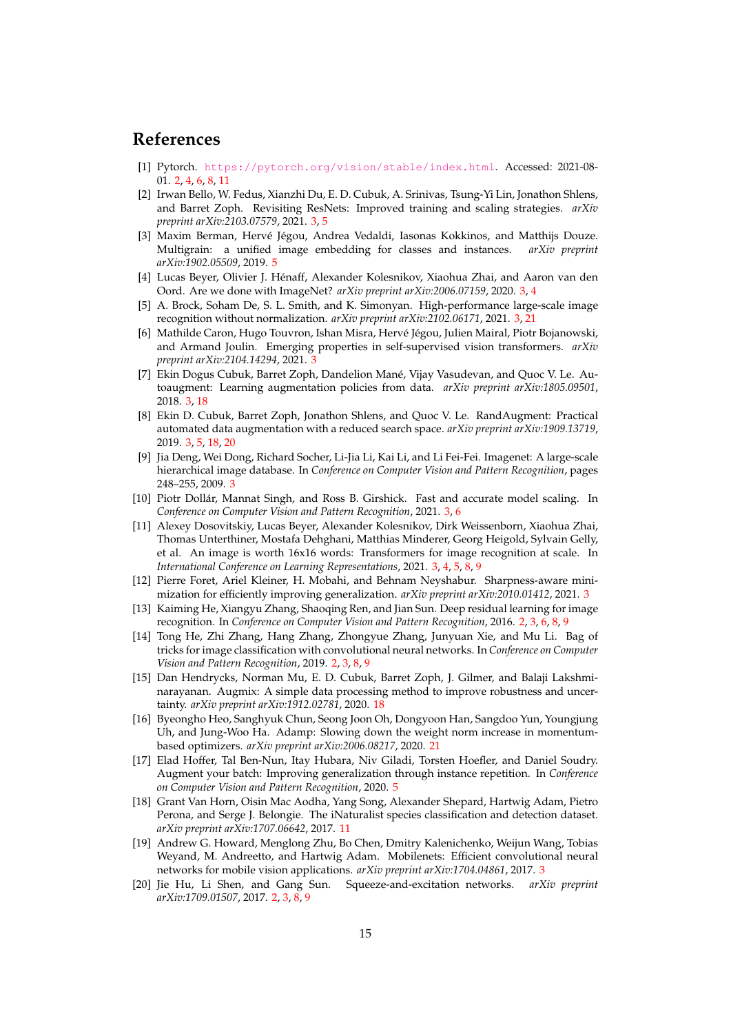# References

[1] Pytorch. https://pytorch.org/vision/stable/index.html. Accessed: 2021-08-01. 2, 4, 6, 8, 11

[2] Irwan Bello, W. Fedus, Xianzhi Du, E. D. Cubuk, A. Srinivas, Tsung-Yi Lin, Jonathon Shlens, and Barret Zoph. Revisiting ResNets: Improved training and scaling strategies. *arXiv preprint arXiv:2103.07579*, 2021. 3, 5

[3] Maxim Berman, Hervé Jégou, Andrea Vedaldi, Iasonas Kokkinos, and Matthijs Douze. Multigrain: a unified image embedding for classes and instances. *arXiv preprint arXiv:1902.05509*, 2019. 5

[4] Lucas Beyer, Olivier J. Hénaff, Alexander Kolesnikov, Xiaohua Zhai, and Aaron van den Oord. Are we done with ImageNet? *arXiv preprint arXiv:2006.07159*, 2020. 3, 4

[5] A. Brock, Soham De, S. L. Smith, and K. Simonyan. High-performance large-scale image recognition without normalization. *arXiv preprint arXiv:2102.06171*, 2021. 3, 21

[6] Mathilde Caron, Hugo Touvron, Ishan Misra, Hervé Jégou, Julien Mairal, Piotr Bojanowski, and Armand Joulin. Emerging properties in self-supervised vision transformers. *arXiv preprint arXiv:2104.14294*, 2021. 3

[7] Ekin Dogus Cubuk, Barret Zoph, Dandelion Mané, Vijay Vasudevan, and Quoc V. Le. Autoaugment: Learning augmentation policies from data. *arXiv preprint arXiv:1805.09501*, 2018. 3, 18

[8] Ekin D. Cubuk, Barret Zoph, Jonathon Shlens, and Quoc V. Le. RandAugment: Practical automated data augmentation with a reduced search space. *arXiv preprint arXiv:1909.13719*, 2019. 3, 5, 18, 20

[9] Jia Deng, Wei Dong, Richard Socher, Li-Jia Li, Kai Li, and Li Fei-Fei. Imagenet: A large-scale hierarchical image database. In *Conference on Computer Vision and Pattern Recognition*, pages 248–255, 2009. 3

[10] Piotr Dollár, Mannat Singh, and Ross B. Girshick. Fast and accurate model scaling. In *Conference on Computer Vision and Pattern Recognition*, 2021. 3, 6

[11] Alexey Dosovitskiy, Lucas Beyer, Alexander Kolesnikov, Dirk Weissenborn, Xiaohua Zhai, Thomas Unterthiner, Mostafa Dehghani, Matthias Minderer, Georg Heigold, Sylvain Gelly, et al. An image is worth 16x16 words: Transformers for image recognition at scale. In *International Conference on Learning Representations*, 2021. 3, 4, 5, 8, 9

[12] Pierre Foret, Ariel Kleiner, H. Mobahi, and Behnam Neyshabur. Sharpness-aware minimization for efficiently improving generalization. *arXiv preprint arXiv:2010.01412*, 2021. 3

[13] Kaiming He, Xiangyu Zhang, Shaoqing Ren, and Jian Sun. Deep residual learning for image recognition. In *Conference on Computer Vision and Pattern Recognition*, 2016. 2, 3, 6, 8, 9

[14] Tong He, Zhi Zhang, Hang Zhang, Zhongyue Zhang, Junyuan Xie, and Mu Li. Bag of tricks for image classification with convolutional neural networks. In *Conference on Computer Vision and Pattern Recognition*, 2019. 2, 3, 8, 9

[15] Dan Hendrycks, Norman Mu, E. D. Cubuk, Barret Zoph, J. Gilmer, and Balaji Lakshminarayanan. Augmix: A simple data processing method to improve robustness and uncertainty. *arXiv preprint arXiv:1912.02781*, 2020. 18

[16] Byeongho Heo, Sanghyuk Chun, Seong Joon Oh, Dongyoon Han, Sangdoo Yun, Youngjung Uh, and Jung-Woo Ha. Adamp: Slowing down the weight norm increase in momentum-based optimizers. *arXiv preprint arXiv:2006.08217*, 2020. 21

[17] Elad Hoffer, Tal Ben-Nun, Itay Hubara, Niv Giladi, Torsten Hoefler, and Daniel Soudry. Augment your batch: Improving generalization through instance repetition. In *Conference on Computer Vision and Pattern Recognition*, 2020. 5

[18] Grant Van Horn, Oisin Mac Aodha, Yang Song, Alexander Shepard, Hartwig Adam, Pietro Perona, and Serge J. Belongie. The iNaturalist species classification and detection dataset. *arXiv preprint arXiv:1707.06642*, 2017. 11

[19] Andrew G. Howard, Menglong Zhu, Bo Chen, Dmitry Kalenichenko, Weijun Wang, Tobias Weyand, M. Andreetto, and Hartwig Adam. Mobilenets: Efficient convolutional neural networks for mobile vision applications. *arXiv preprint arXiv:1704.04861*, 2017. 3

[20] Jie Hu, Li Shen, and Gang Sun. Squeeze-and-excitation networks. *arXiv preprint arXiv:1709.01507*, 2017. 2, 3, 8, 9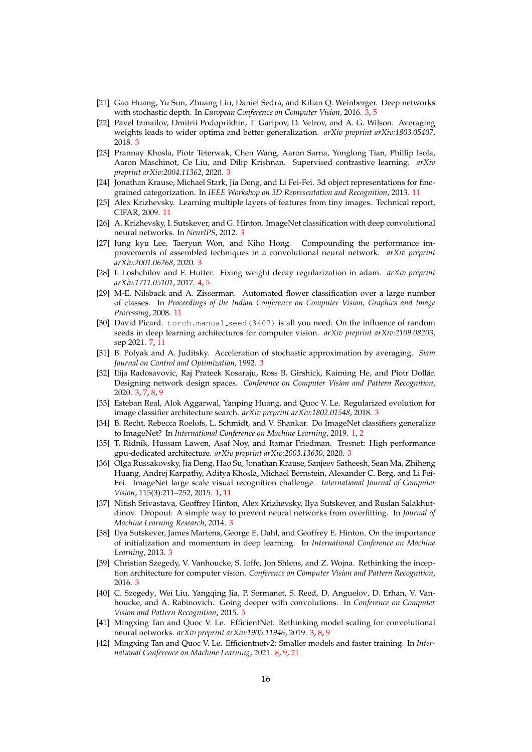[21] Gao Huang, Yu Sun, Zhuang Liu, Daniel Sedra, and Kilian Q. Weinberger. Deep networks with stochastic depth. In *European Conference on Computer Vision*, 2016. 3, 5

[22] Pavel Izmailov, Dmitrii Podoprikhin, T. Garipov, D. Vetrov, and A. G. Wilson. Averaging weights leads to wider optima and better generalization. *arXiv preprint arXiv:1803.05407*, 2018. 3

[23] Prannay Khosla, Piotr Teterwak, Chen Wang, Aaron Sarna, Yonglong Tian, Phillip Isola, Aaron Maschinot, Ce Liu, and Dilip Krishnan. Supervised contrastive learning. *arXiv preprint arXiv:2004.11362*, 2020. 3

[24] Jonathan Krause, Michael Stark, Jia Deng, and Li Fei-Fei. 3d object representations for fine-grained categorization. In *IEEE Workshop on 3D Representation and Recognition*, 2013. 11

[25] Alex Krizhevsky. Learning multiple layers of features from tiny images. Technical report, CIFAR, 2009. 11

[26] A. Krizhevsky, I. Sutskever, and G. Hinton. ImageNet classification with deep convolutional neural networks. In *NeurIPS*, 2012. 3

[27] Jung kyu Lee, Taeryun Won, and Kiho Hong. Compounding the performance improvements of assembled techniques in a convolutional neural network. *arXiv preprint arXiv:2001.06268*, 2020. 3

[28] I. Loshchilov and F. Hutter. Fixing weight decay regularization in adam. *arXiv preprint arXiv:1711.05101*, 2017. 4, 5

[29] M-E. Nilsback and A. Zisserman. Automated flower classification over a large number of classes. In *Proceedings of the Indian Conference on Computer Vision, Graphics and Image Processing*, 2008. 11

[30] David Picard. `torch.manual_seed(3407)` is all you need: On the influence of random seeds in deep learning architectures for computer vision. *arXiv preprint arXiv:2109.08203*, sep 2021. 7, 11

[31] B. Polyak and A. Juditsky. Acceleration of stochastic approximation by averaging. *Siam Journal on Control and Optimization*, 1992. 3

[32] Ilija Radosavovic, Raj Prateek Kosaraju, Ross B. Girshick, Kaiming He, and Piotr Dollár. Designing network design spaces. *Conference on Computer Vision and Pattern Recognition*, 2020. 3, 7, 8, 9

[33] Esteban Real, Alok Aggarwal, Yanping Huang, and Quoc V. Le. Regularized evolution for image classifier architecture search. *arXiv preprint arXiv:1802.01548*, 2018. 3

[34] B. Recht, Rebecca Roelofs, L. Schmidt, and V. Shankar. Do ImageNet classifiers generalize to ImageNet? In *International Conference on Machine Learning*, 2019. 1, 2

[35] T. Ridnik, Hussam Lawen, Asaf Noy, and Itamar Friedman. Tresnet: High performance gpu-dedicated architecture. *arXiv preprint arXiv:2003.13630*, 2020. 3

[36] Olga Russakovsky, Jia Deng, Hao Su, Jonathan Krause, Sanjeev Satheesh, Sean Ma, Zhiheng Huang, Andrej Karpathy, Aditya Khosla, Michael Bernstein, Alexander C. Berg, and Li Fei-Fei. ImageNet large scale visual recognition challenge. *International Journal of Computer Vision*, 115(3):211–252, 2015. 1, 11

[37] Nitish Srivastava, Geoffrey Hinton, Alex Krizhevsky, Ilya Sutskever, and Ruslan Salakhutdinov. Dropout: A simple way to prevent neural networks from overfitting. In *Journal of Machine Learning Research*, 2014. 3

[38] Ilya Sutskever, James Martens, George E. Dahl, and Geoffrey E. Hinton. On the importance of initialization and momentum in deep learning. In *International Conference on Machine Learning*, 2013. 3

[39] Christian Szegedy, V. Vanhoucke, S. Ioffe, Jon Shlens, and Z. Wojna. Rethinking the inception architecture for computer vision. *Conference on Computer Vision and Pattern Recognition*, 2016. 3

[40] C. Szegedy, Wei Liu, Yangqing Jia, P. Sermanet, S. Reed, D. Anguelov, D. Erhan, V. Vanhoucke, and A. Rabinovich. Going deeper with convolutions. In *Conference on Computer Vision and Pattern Recognition*, 2015. 5

[41] Mingxing Tan and Quoc V. Le. EfficientNet: Rethinking model scaling for convolutional neural networks. *arXiv preprint arXiv:1905.11946*, 2019. 3, 8, 9

[42] Mingxing Tan and Quoc V. Le. Efficientnetv2: Smaller models and faster training. In *International Conference on Machine Learning*, 2021. 8, 9, 21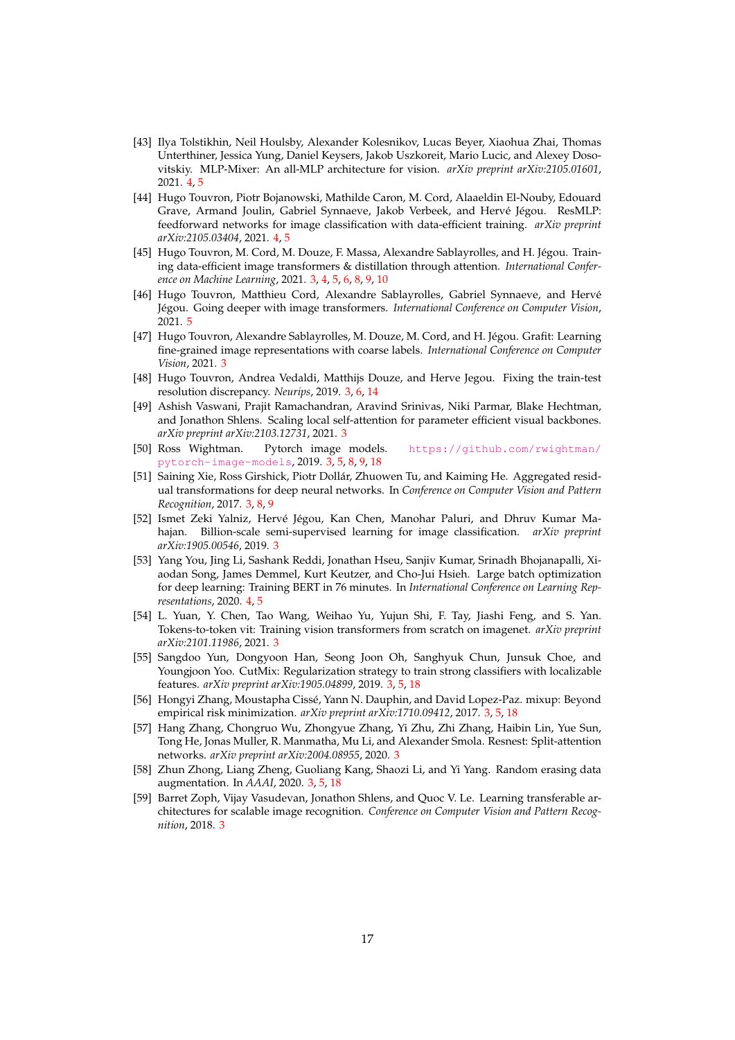[43] Ilya Tolstikhin, Neil Houlsby, Alexander Kolesnikov, Lucas Beyer, Xiaohua Zhai, Thomas Unterthiner, Jessica Yung, Daniel Keysers, Jakob Uszkoreit, Mario Lucic, and Alexey Dosovitskiy. MLP-Mixer: An all-MLP architecture for vision. *arXiv preprint arXiv:2105.01601*, 2021. 4, 5

[44] Hugo Touvron, Piotr Bojanowski, Mathilde Caron, M. Cord, Alaaeldin El-Nouby, Edouard Grave, Armand Joulin, Gabriel Synnaeve, Jakob Verbeek, and Hervé Jégou. ResMLP: feedforward networks for image classification with data-efficient training. *arXiv preprint arXiv:2105.03404*, 2021. 4, 5

[45] Hugo Touvron, M. Cord, M. Douze, F. Massa, Alexandre Sablayrolles, and H. Jégou. Training data-efficient image transformers & distillation through attention. *International Conference on Machine Learning*, 2021. 3, 4, 5, 6, 8, 9, 10

[46] Hugo Touvron, Matthieu Cord, Alexandre Sablayrolles, Gabriel Synnaeve, and Hervé Jégou. Going deeper with image transformers. *International Conference on Computer Vision*, 2021. 5

[47] Hugo Touvron, Alexandre Sablayrolles, M. Douze, M. Cord, and H. Jégou. Grafit: Learning fine-grained image representations with coarse labels. *International Conference on Computer Vision*, 2021. 3

[48] Hugo Touvron, Andrea Vedaldi, Matthijs Douze, and Herve Jegou. Fixing the train-test resolution discrepancy. *Neurips*, 2019. 3, 6, 14

[49] Ashish Vaswani, Prajit Ramachandran, Aravind Srinivas, Niki Parmar, Blake Hechtman, and Jonathon Shlens. Scaling local self-attention for parameter efficient visual backbones. *arXiv preprint arXiv:2103.12731*, 2021. 3

[50] Ross Wightman. Pytorch image models. https://github.com/rwightman/pytorch-image-models, 2019. 3, 5, 8, 9, 18

[51] Saining Xie, Ross Girshick, Piotr Dollár, Zhuowen Tu, and Kaiming He. Aggregated residual transformations for deep neural networks. In *Conference on Computer Vision and Pattern Recognition*, 2017. 3, 8, 9

[52] Ismet Zeki Yalniz, Hervé Jégou, Kan Chen, Manohar Paluri, and Dhruv Kumar Mahajan. Billion-scale semi-supervised learning for image classification. *arXiv preprint arXiv:1905.00546*, 2019. 3

[53] Yang You, Jing Li, Sashank Reddi, Jonathan Hseu, Sanjiv Kumar, Srinadh Bhojanapalli, Xiaodan Song, James Demmel, Kurt Keutzer, and Cho-Jui Hsieh. Large batch optimization for deep learning: Training BERT in 76 minutes. In *International Conference on Learning Representations*, 2020. 4, 5

[54] L. Yuan, Y. Chen, Tao Wang, Weihao Yu, Yujun Shi, F. Tay, Jiashi Feng, and S. Yan. Tokens-to-token vit: Training vision transformers from scratch on imagenet. *arXiv preprint arXiv:2101.11986*, 2021. 3

[55] Sangdoo Yun, Dongyoon Han, Seong Joon Oh, Sanghyuk Chun, Junsuk Choe, and Youngjoon Yoo. CutMix: Regularization strategy to train strong classifiers with localizable features. *arXiv preprint arXiv:1905.04899*, 2019. 3, 5, 18

[56] Hongyi Zhang, Moustapha Cissé, Yann N. Dauphin, and David Lopez-Paz. mixup: Beyond empirical risk minimization. *arXiv preprint arXiv:1710.09412*, 2017. 3, 5, 18

[57] Hang Zhang, Chongruo Wu, Zhongyue Zhang, Yi Zhu, Zhi Zhang, Haibin Lin, Yue Sun, Tong He, Jonas Muller, R. Manmatha, Mu Li, and Alexander Smola. Resnest: Split-attention networks. *arXiv preprint arXiv:2004.08955*, 2020. 3

[58] Zhun Zhong, Liang Zheng, Guoliang Kang, Shaozi Li, and Yi Yang. Random erasing data augmentation. In *AAAI*, 2020. 3, 5, 18

[59] Barret Zoph, Vijay Vasudevan, Jonathon Shlens, and Quoc V. Le. Learning transferable architectures for scalable image recognition. *Conference on Computer Vision and Pattern Recognition*, 2018. 3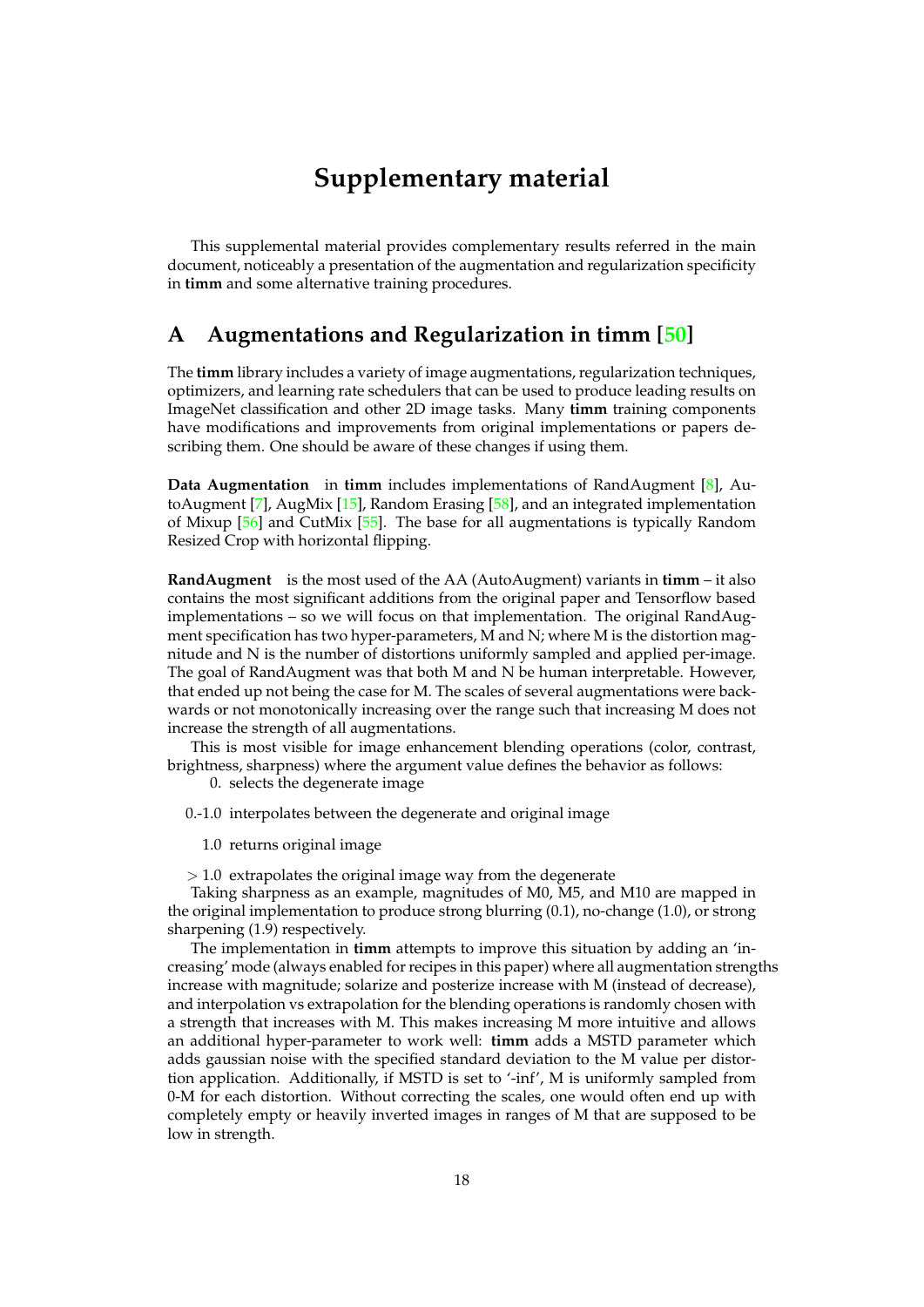# Supplementary material

This supplemental material provides complementary results referred in the main document, noticeably a presentation of the augmentation and regularization specificity in **timm** and some alternative training procedures.

## A Augmentations and Regularization in timm [50]

The **timm** library includes a variety of image augmentations, regularization techniques, optimizers, and learning rate schedulers that can be used to produce leading results on ImageNet classification and other 2D image tasks. Many **timm** training components have modifications and improvements from original implementations or papers describing them. One should be aware of these changes if using them.

**Data Augmentation** in **timm** includes implementations of RandAugment [8], AutoAugment [7], AugMix [15], Random Erasing [58], and an integrated implementation of Mixup [56] and CutMix [55]. The base for all augmentations is typically Random Resized Crop with horizontal flipping.

**RandAugment** is the most used of the AA (AutoAugment) variants in **timm** – it also contains the most significant additions from the original paper and Tensorflow based implementations – so we will focus on that implementation. The original RandAugment specification has two hyper-parameters, M and N; where M is the distortion magnitude and N is the number of distortions uniformly sampled and applied per-image. The goal of RandAugment was that both M and N be human interpretable. However, that ended up not being the case for M. The scales of several augmentations were backwards or not monotonically increasing over the range such that increasing M does not increase the strength of all augmentations.

This is most visible for image enhancement blending operations (color, contrast, brightness, sharpness) where the argument value defines the behavior as follows:

- 0. selects the degenerate image
- 0.-1.0 interpolates between the degenerate and original image
- 1.0 returns original image
- $> 1.0$ extrapolates the original image way from the degenerate

Taking sharpness as an example, magnitudes of M0, M5, and M10 are mapped in the original implementation to produce strong blurring (0.1), no-change (1.0), or strong sharpening (1.9) respectively.

The implementation in **timm** attempts to improve this situation by adding an 'increasing' mode (always enabled for recipes in this paper) where all augmentation strengths increase with magnitude; solarize and posterize increase with M (instead of decrease), and interpolation vs extrapolation for the blending operations is randomly chosen with a strength that increases with M. This makes increasing M more intuitive and allows an additional hyper-parameter to work well: **timm** adds a MSTD parameter which adds gaussian noise with the specified standard deviation to the M value per distortion application. Additionally, if MSTD is set to '-inf', M is uniformly sampled from 0-M for each distortion. Without correcting the scales, one would often end up with completely empty or heavily inverted images in ranges of M that are supposed to be low in strength.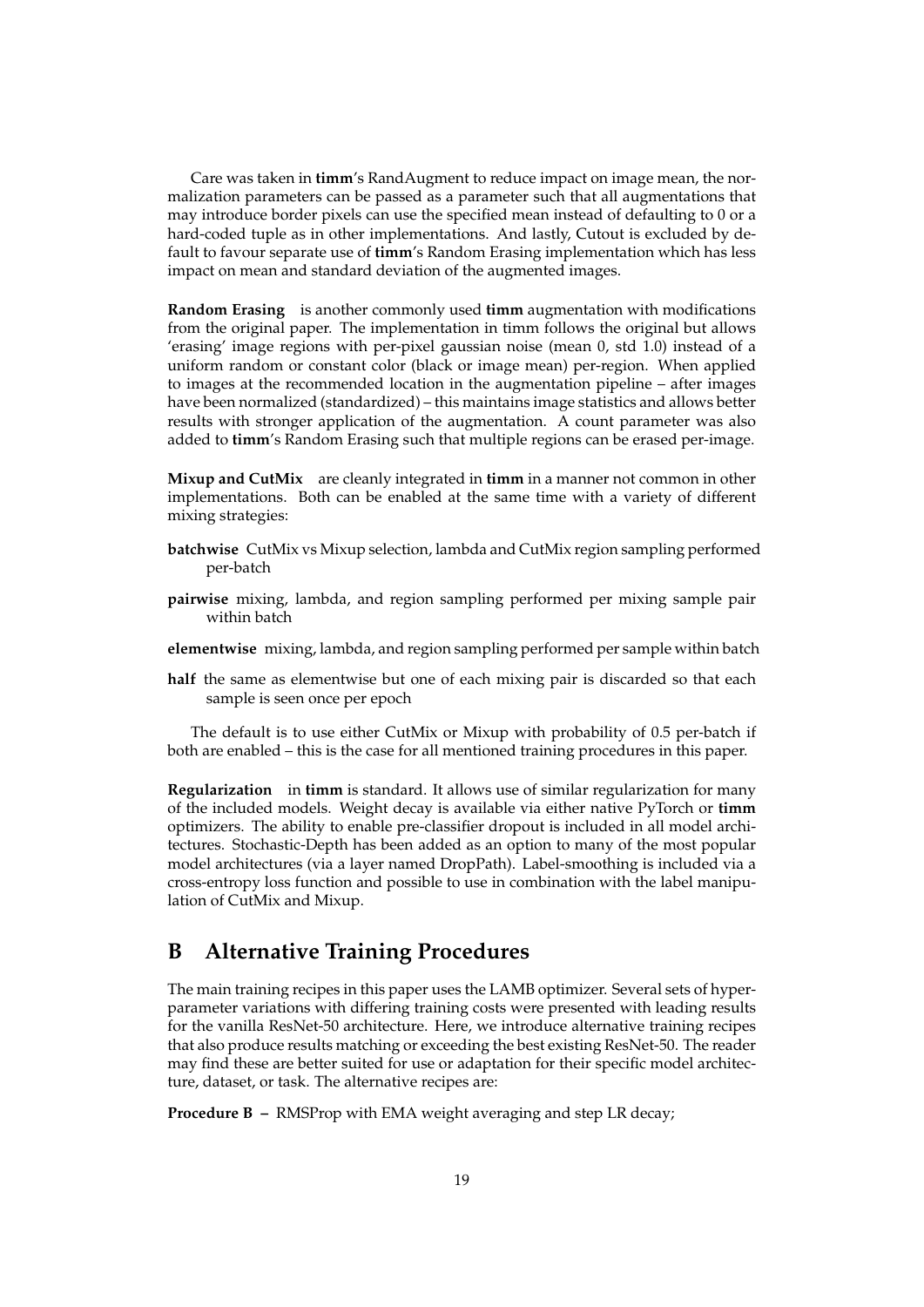Care was taken in **timm**'s RandAugment to reduce impact on image mean, the normalization parameters can be passed as a parameter such that all augmentations that may introduce border pixels can use the specified mean instead of defaulting to 0 or a hard-coded tuple as in other implementations. And lastly, Cutout is excluded by default to favour separate use of **timm**'s Random Erasing implementation which has less impact on mean and standard deviation of the augmented images.

**Random Erasing** is another commonly used **timm** augmentation with modifications from the original paper. The implementation in timm follows the original but allows 'erasing' image regions with per-pixel gaussian noise (mean 0, std 1.0) instead of a uniform random or constant color (black or image mean) per-region. When applied to images at the recommended location in the augmentation pipeline – after images have been normalized (standardized) – this maintains image statistics and allows better results with stronger application of the augmentation. A count parameter was also added to **timm**'s Random Erasing such that multiple regions can be erased per-image.

**Mixup and CutMix** are cleanly integrated in **timm** in a manner not common in other implementations. Both can be enabled at the same time with a variety of different mixing strategies:

- **batchwise** CutMix vs Mixup selection, lambda and CutMix region sampling performed per-batch
- **pairwise** mixing, lambda, and region sampling performed per mixing sample pair within batch
- **elementwise** mixing, lambda, and region sampling performed per sample within batch
- **half** the same as elementwise but one of each mixing pair is discarded so that each sample is seen once per epoch

The default is to use either CutMix or Mixup with probability of 0.5 per-batch if both are enabled – this is the case for all mentioned training procedures in this paper.

**Regularization** in **timm** is standard. It allows use of similar regularization for many of the included models. Weight decay is available via either native PyTorch or **timm** optimizers. The ability to enable pre-classifier dropout is included in all model architectures. Stochastic-Depth has been added as an option to many of the most popular model architectures (via a layer named DropPath). Label-smoothing is included via a cross-entropy loss function and possible to use in combination with the label manipulation of CutMix and Mixup.

# B Alternative Training Procedures

The main training recipes in this paper uses the LAMB optimizer. Several sets of hyper-parameter variations with differing training costs were presented with leading results for the vanilla ResNet-50 architecture. Here, we introduce alternative training recipes that also produce results matching or exceeding the best existing ResNet-50. The reader may find these are better suited for use or adaptation for their specific model architecture, dataset, or task. The alternative recipes are:

**Procedure B –** RMSProp with EMA weight averaging and step LR decay;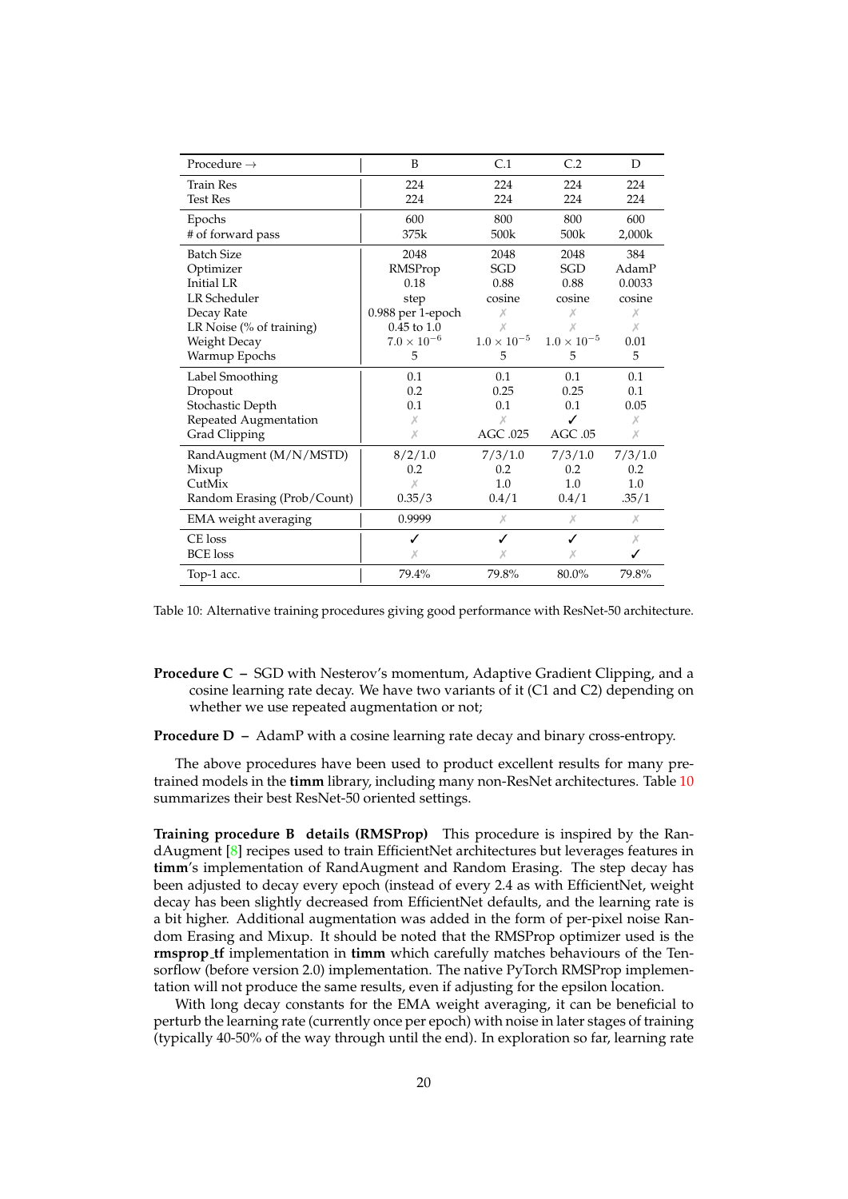| Procedure → | B | C.1 | C.2 | D |
|---|---|---|---|---|
| Train Res | 224 | 224 | 224 | 224 |
| Test Res | 224 | 224 | 224 | 224 |
| Epochs | 600 | 800 | 800 | 600 |
| # of forward pass | 375k | 500k | 500k | 2,000k |
| Batch Size | 2048 | 2048 | 2048 | 384 |
| Optimizer | RMSProp | SGD | SGD | AdamP |
| Initial LR | 0.18 | 0.88 | 0.88 | 0.0033 |
| LR Scheduler | step | cosine | cosine | cosine |
| Decay Rate | 0.988 per 1-epoch | ✗ | ✗ | ✗ |
| LR Noise (% of training) | 0.45 to 1.0 | ✗ | ✗ | ✗ |
| Weight Decay | $7.0 \times 10^{-6}$ | $1.0 \times 10^{-5}$ | $1.0 \times 10^{-5}$ | 0.01 |
| Warmup Epochs | 5 | 5 | 5 | 5 |
| Label Smoothing | 0.1 | 0.1 | 0.1 | 0.1 |
| Dropout | 0.2 | 0.25 | 0.25 | 0.1 |
| Stochastic Depth | 0.1 | 0.1 | 0.1 | 0.05 |
| Repeated Augmentation | ✗ | ✗ | ✓ | ✗ |
| Grad Clipping | ✗ | AGC .025 | AGC .05 | ✗ |
| RandAugment (M/N/MSTD) | 8/2/1.0 | 7/3/1.0 | 7/3/1.0 | 7/3/1.0 |
| Mixup | 0.2 | 0.2 | 0.2 | 0.2 |
| CutMix | ✗ | 1.0 | 1.0 | 1.0 |
| Random Erasing (Prob/Count) | 0.35/3 | 0.4/1 | 0.4/1 | .35/1 |
| EMA weight averaging | 0.9999 | ✗ | ✗ | ✗ |
| CE loss | ✓ | ✓ | ✓ | ✗ |
| BCE loss | ✗ | ✗ | ✗ | ✓ |
| Top-1 acc. | 79.4% | 79.8% | 80.0% | 79.8% |

Table 10: Alternative training procedures giving good performance with ResNet-50 architecture.

**Procedure C –** SGD with Nesterov's momentum, Adaptive Gradient Clipping, and a cosine learning rate decay. We have two variants of it (C1 and C2) depending on whether we use repeated augmentation or not;

**Procedure D –** AdamP with a cosine learning rate decay and binary cross-entropy.

The above procedures have been used to product excellent results for many pre-trained models in the **timm** library, including many non-ResNet architectures. Table 10 summarizes their best ResNet-50 oriented settings.

**Training procedure B details (RMSProp)** This procedure is inspired by the RandAugment [8] recipes used to train EfficientNet architectures but leverages features in **timm**'s implementation of RandAugment and Random Erasing. The step decay has been adjusted to decay every epoch (instead of every 2.4 as with EfficientNet, weight decay has been slightly decreased from EfficientNet defaults, and the learning rate is a bit higher. Additional augmentation was added in the form of per-pixel noise Random Erasing and Mixup. It should be noted that the RMSProp optimizer used is the **rmsprop_tf** implementation in **timm** which carefully matches behaviours of the Tensorflow (before version 2.0) implementation. The native PyTorch RMSProp implementation will not produce the same results, even if adjusting for the epsilon location.

With long decay constants for the EMA weight averaging, it can be beneficial to perturb the learning rate (currently once per epoch) with noise in later stages of training (typically 40-50% of the way through until the end). In exploration so far, learning rate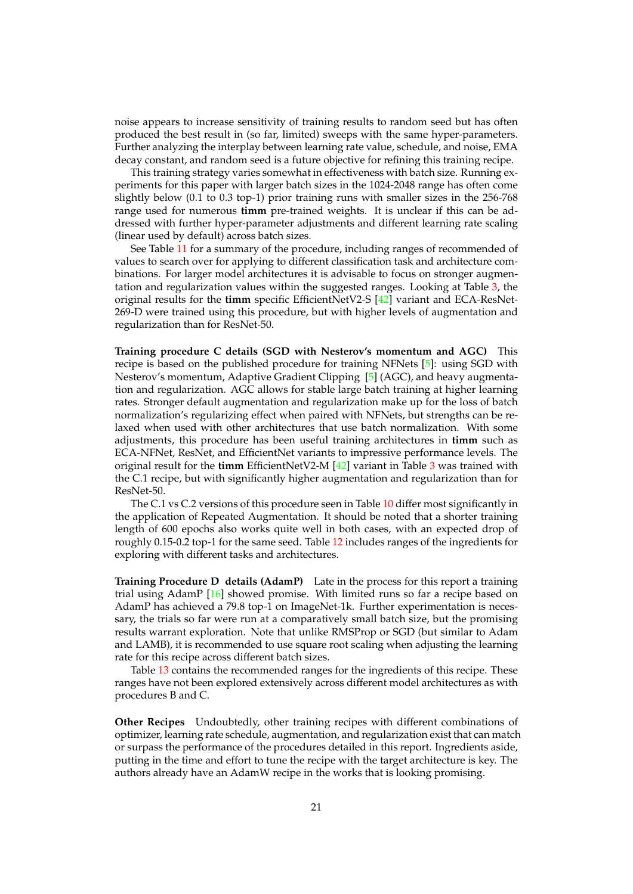noise appears to increase sensitivity of training results to random seed but has often produced the best result in (so far, limited) sweeps with the same hyper-parameters. Further analyzing the interplay between learning rate value, schedule, and noise, EMA decay constant, and random seed is a future objective for refining this training recipe.

This training strategy varies somewhat in effectiveness with batch size. Running experiments for this paper with larger batch sizes in the 1024-2048 range has often come slightly below (0.1 to 0.3 top-1) prior training runs with smaller sizes in the 256-768 range used for numerous **timm** pre-trained weights. It is unclear if this can be addressed with further hyper-parameter adjustments and different learning rate scaling (linear used by default) across batch sizes.

See Table 11 for a summary of the procedure, including ranges of recommended of values to search over for applying to different classification task and architecture combinations. For larger model architectures it is advisable to focus on stronger augmentation and regularization values within the suggested ranges. Looking at Table 3, the original results for the **timm** specific EfficientNetV2-S [42] variant and ECA-ResNet-269-D were trained using this procedure, but with higher levels of augmentation and regularization than for ResNet-50.

**Training procedure C details (SGD with Nesterov's momentum and AGC)** This recipe is based on the published procedure for training NFNets [5]: using SGD with Nesterov's momentum, Adaptive Gradient Clipping [5] (AGC), and heavy augmentation and regularization. AGC allows for stable large batch training at higher learning rates. Stronger default augmentation and regularization make up for the loss of batch normalization's regularizing effect when paired with NFNets, but strengths can be relaxed when used with other architectures that use batch normalization. With some adjustments, this procedure has been useful training architectures in **timm** such as ECA-NFNet, ResNet, and EfficientNet variants to impressive performance levels. The original result for the **timm** EfficientNetV2-M [42] variant in Table 3 was trained with the C.1 recipe, but with significantly higher augmentation and regularization than for ResNet-50.

The C.1 vs C.2 versions of this procedure seen in Table 10 differ most significantly in the application of Repeated Augmentation. It should be noted that a shorter training length of 600 epochs also works quite well in both cases, with an expected drop of roughly 0.15-0.2 top-1 for the same seed. Table 12 includes ranges of the ingredients for exploring with different tasks and architectures.

**Training Procedure D details (AdamP)** Late in the process for this report a training trial using AdamP [16] showed promise. With limited runs so far a recipe based on AdamP has achieved a 79.8 top-1 on ImageNet-1k. Further experimentation is necessary, the trials so far were run at a comparatively small batch size, but the promising results warrant exploration. Note that unlike RMSProp or SGD (but similar to Adam and LAMB), it is recommended to use square root scaling when adjusting the learning rate for this recipe across different batch sizes.

Table 13 contains the recommended ranges for the ingredients of this recipe. These ranges have not been explored extensively across different model architectures as with procedures B and C.

**Other Recipes** Undoubtedly, other training recipes with different combinations of optimizer, learning rate schedule, augmentation, and regularization exist that can match or surpass the performance of the procedures detailed in this report. Ingredients aside, putting in the time and effort to tune the recipe with the target architecture is key. The authors already have an AdamW recipe in the works that is looking promising.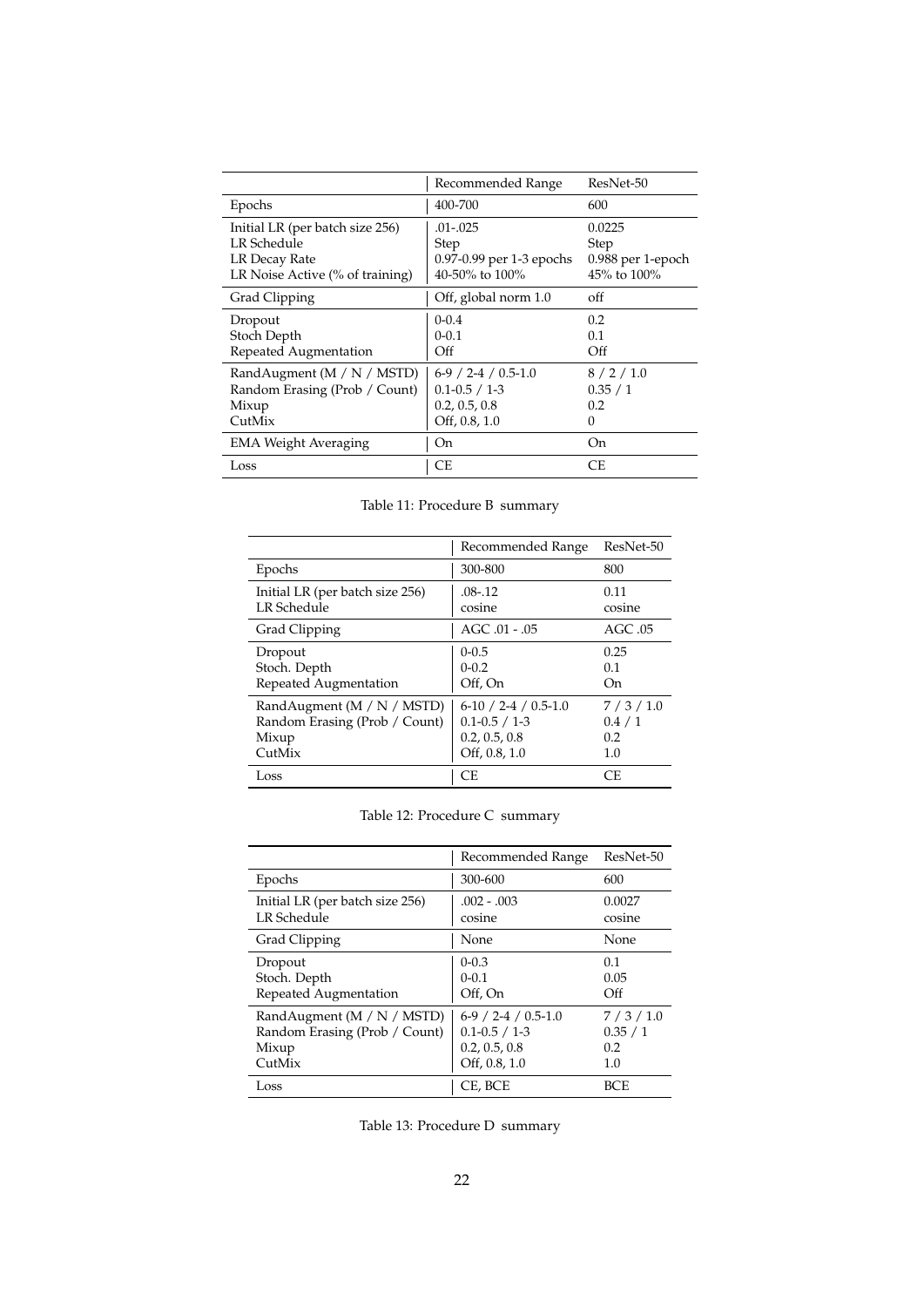| | Recommended Range | ResNet-50 |
|---|---|---|
| Epochs | 400-700 | 600 |
| Initial LR (per batch size 256) | .01-.025 | 0.0225 |
| LR Schedule | Step | Step |
| LR Decay Rate | 0.97-0.99 per 1-3 epochs | 0.988 per 1-epoch |
| LR Noise Active (% of training) | 40-50% to 100% | 45% to 100% |
| Grad Clipping | Off, global norm 1.0 | off |
| Dropout | 0-0.4 | 0.2 |
| Stoch Depth | 0-0.1 | 0.1 |
| Repeated Augmentation | Off | Off |
| RandAugment (M / N / MSTD) | 6-9 / 2-4 / 0.5-1.0 | 8 / 2 / 1.0 |
| Random Erasing (Prob / Count) | 0.1-0.5 / 1-3 | 0.35 / 1 |
| Mixup | 0.2, 0.5, 0.8 | 0.2 |
| CutMix | Off, 0.8, 1.0 | 0 |
| EMA Weight Averaging | On | On |
| Loss | CE | CE |

Table 11: Procedure B summary

| | Recommended Range | ResNet-50 |
|---|---|---|
| Epochs | 300-800 | 800 |
| Initial LR (per batch size 256) | .08-.12 | 0.11 |
| LR Schedule | cosine | cosine |
| Grad Clipping | AGC .01 - .05 | AGC .05 |
| Dropout | 0-0.5 | 0.25 |
| Stoch. Depth | 0-0.2 | 0.1 |
| Repeated Augmentation | Off, On | On |
| RandAugment (M / N / MSTD) | 6-10 / 2-4 / 0.5-1.0 | 7 / 3 / 1.0 |
| Random Erasing (Prob / Count) | 0.1-0.5 / 1-3 | 0.4 / 1 |
| Mixup | 0.2, 0.5, 0.8 | 0.2 |
| CutMix | Off, 0.8, 1.0 | 1.0 |
| Loss | CE | CE |

Table 12: Procedure C summary

| | Recommended Range | ResNet-50 |
|---|---|---|
| Epochs | 300-600 | 600 |
| Initial LR (per batch size 256) | .002 - .003 | 0.0027 |
| LR Schedule | cosine | cosine |
| Grad Clipping | None | None |
| Dropout | 0-0.3 | 0.1 |
| Stoch. Depth | 0-0.1 | 0.05 |
| Repeated Augmentation | Off, On | Off |
| RandAugment (M / N / MSTD) | 6-9 / 2-4 / 0.5-1.0 | 7 / 3 / 1.0 |
| Random Erasing (Prob / Count) | 0.1-0.5 / 1-3 | 0.35 / 1 |
| Mixup | 0.2, 0.5, 0.8 | 0.2 |
| CutMix | Off, 0.8, 1.0 | 1.0 |
| Loss | CE, BCE | BCE |

Table 13: Procedure D summary